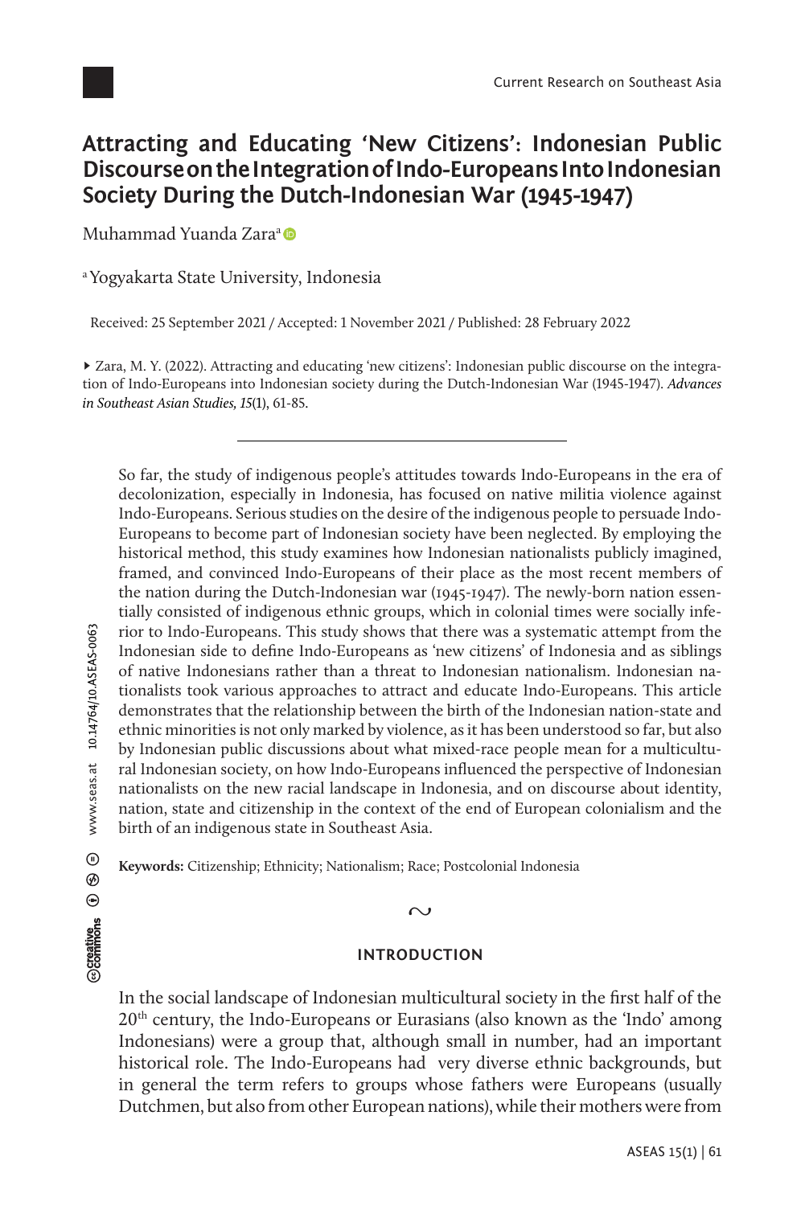# Attracting and Educating 'New Citizens': Indonesian Public Discourse on the Integration of Indo-Europeans Into Indonesian Society During the Dutch-Indonesian War (1945-1947)

Muhammad Yuanda Zara[a]

[a] Yogyakarta State University, Indonesia

Received: 25 September 2021 / Accepted: 1 November 2021 / Published: 28 February 2022

▸ Zara, M. Y. (2022). Attracting and educating 'new citizens': Indonesian public discourse on the integration of Indo-Europeans into Indonesian society during the Dutch-Indonesian War (1945-1947). *Advances in Southeast Asian Studies, 15*(1), 61-85.

So far, the study of indigenous people's attitudes towards Indo-Europeans in the era of decolonization, especially in Indonesia, has focused on native militia violence against Indo-Europeans. Serious studies on the desire of the indigenous people to persuade Indo-Europeans to become part of Indonesian society have been neglected. By employing the historical method, this study examines how Indonesian nationalists publicly imagined, framed, and convinced Indo-Europeans of their place as the most recent members of the nation during the Dutch-Indonesian war (1945-1947). The newly-born nation essentially consisted of indigenous ethnic groups, which in colonial times were socially inferior to Indo-Europeans. This study shows that there was a systematic attempt from the Indonesian side to define Indo-Europeans as 'new citizens' of Indonesia and as siblings of native Indonesians rather than a threat to Indonesian nationalism. Indonesian nationalists took various approaches to attract and educate Indo-Europeans. This article demonstrates that the relationship between the birth of the Indonesian nation-state and ethnic minorities is not only marked by violence, as it has been understood so far, but also by Indonesian public discussions about what mixed-race people mean for a multicultural Indonesian society, on how Indo-Europeans influenced the perspective of Indonesian nationalists on the new racial landscape in Indonesia, and on discourse about identity, nation, state and citizenship in the context of the end of European colonialism and the birth of an indigenous state in Southeast Asia.

**Keywords:** Citizenship; Ethnicity; Nationalism; Race; Postcolonial Indonesia

∾

## INTRODUCTION

In the social landscape of Indonesian multicultural society in the first half of the 20th century, the Indo-Europeans or Eurasians (also known as the 'Indo' among Indonesians) were a group that, although small in number, had an important historical role. The Indo-Europeans had very diverse ethnic backgrounds, but in general the term refers to groups whose fathers were Europeans (usually Dutchmen, but also from other European nations), while their mothers were from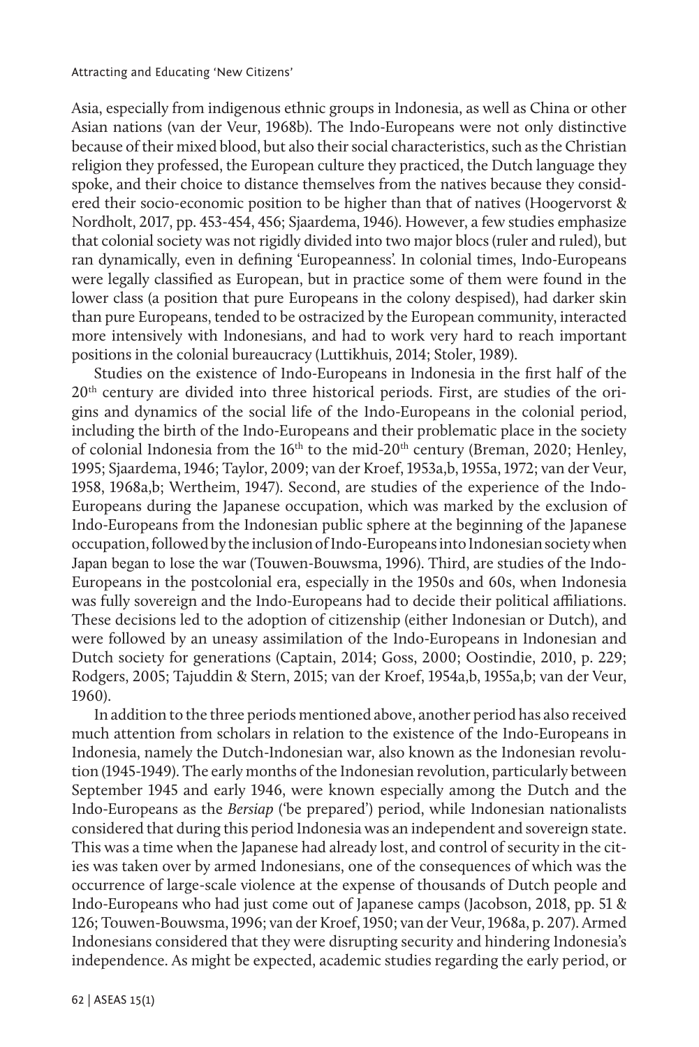Asia, especially from indigenous ethnic groups in Indonesia, as well as China or other Asian nations (van der Veur, 1968b). The Indo-Europeans were not only distinctive because of their mixed blood, but also their social characteristics, such as the Christian religion they professed, the European culture they practiced, the Dutch language they spoke, and their choice to distance themselves from the natives because they considered their socio-economic position to be higher than that of natives (Hoogervorst & Nordholt, 2017, pp. 453-454, 456; Sjaardema, 1946). However, a few studies emphasize that colonial society was not rigidly divided into two major blocs (ruler and ruled), but ran dynamically, even in defining 'Europeanness'. In colonial times, Indo-Europeans were legally classified as European, but in practice some of them were found in the lower class (a position that pure Europeans in the colony despised), had darker skin than pure Europeans, tended to be ostracized by the European community, interacted more intensively with Indonesians, and had to work very hard to reach important positions in the colonial bureaucracy (Luttikhuis, 2014; Stoler, 1989).

Studies on the existence of Indo-Europeans in Indonesia in the first half of the 20th century are divided into three historical periods. First, are studies of the origins and dynamics of the social life of the Indo-Europeans in the colonial period, including the birth of the Indo-Europeans and their problematic place in the society of colonial Indonesia from the 16th to the mid-20th century (Breman, 2020; Henley, 1995; Sjaardema, 1946; Taylor, 2009; van der Kroef, 1953a,b, 1955a, 1972; van der Veur, 1958, 1968a,b; Wertheim, 1947). Second, are studies of the experience of the Indo-Europeans during the Japanese occupation, which was marked by the exclusion of Indo-Europeans from the Indonesian public sphere at the beginning of the Japanese occupation, followed by the inclusion of Indo-Europeans into Indonesian society when Japan began to lose the war (Touwen-Bouwsma, 1996). Third, are studies of the Indo-Europeans in the postcolonial era, especially in the 1950s and 60s, when Indonesia was fully sovereign and the Indo-Europeans had to decide their political affiliations. These decisions led to the adoption of citizenship (either Indonesian or Dutch), and were followed by an uneasy assimilation of the Indo-Europeans in Indonesian and Dutch society for generations (Captain, 2014; Goss, 2000; Oostindie, 2010, p. 229; Rodgers, 2005; Tajuddin & Stern, 2015; van der Kroef, 1954a,b, 1955a,b; van der Veur, 1960).

In addition to the three periods mentioned above, another period has also received much attention from scholars in relation to the existence of the Indo-Europeans in Indonesia, namely the Dutch-Indonesian war, also known as the Indonesian revolution (1945-1949). The early months of the Indonesian revolution, particularly between September 1945 and early 1946, were known especially among the Dutch and the Indo-Europeans as the *Bersiap* ('be prepared') period, while Indonesian nationalists considered that during this period Indonesia was an independent and sovereign state. This was a time when the Japanese had already lost, and control of security in the cities was taken over by armed Indonesians, one of the consequences of which was the occurrence of large-scale violence at the expense of thousands of Dutch people and Indo-Europeans who had just come out of Japanese camps (Jacobson, 2018, pp. 51 & 126; Touwen-Bouwsma, 1996; van der Kroef, 1950; van der Veur, 1968a, p. 207). Armed Indonesians considered that they were disrupting security and hindering Indonesia's independence. As might be expected, academic studies regarding the early period, or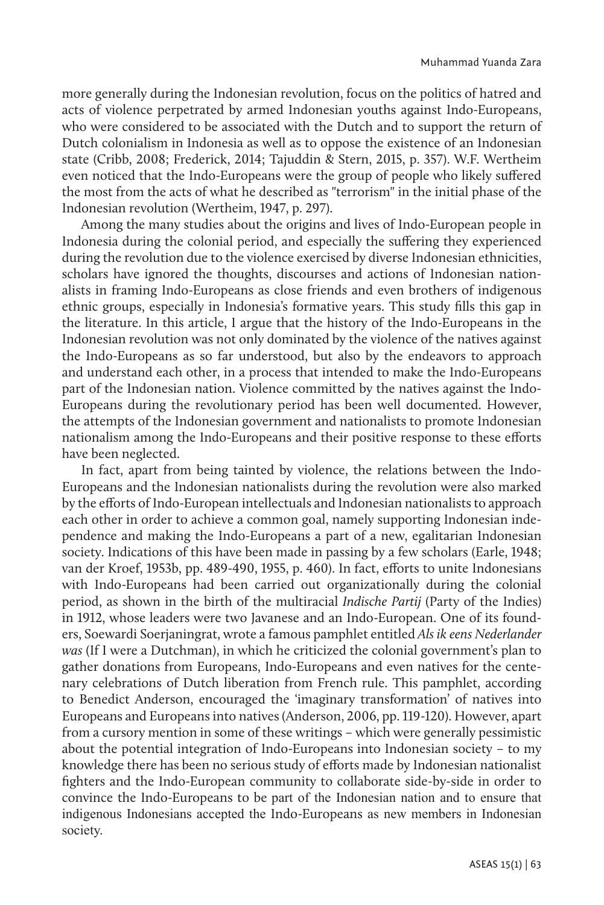more generally during the Indonesian revolution, focus on the politics of hatred and acts of violence perpetrated by armed Indonesian youths against Indo-Europeans, who were considered to be associated with the Dutch and to support the return of Dutch colonialism in Indonesia as well as to oppose the existence of an Indonesian state (Cribb, 2008; Frederick, 2014; Tajuddin & Stern, 2015, p. 357). W.F. Wertheim even noticed that the Indo-Europeans were the group of people who likely suffered the most from the acts of what he described as "terrorism" in the initial phase of the Indonesian revolution (Wertheim, 1947, p. 297).

Among the many studies about the origins and lives of Indo-European people in Indonesia during the colonial period, and especially the suffering they experienced during the revolution due to the violence exercised by diverse Indonesian ethnicities, scholars have ignored the thoughts, discourses and actions of Indonesian nationalists in framing Indo-Europeans as close friends and even brothers of indigenous ethnic groups, especially in Indonesia's formative years. This study fills this gap in the literature. In this article, I argue that the history of the Indo-Europeans in the Indonesian revolution was not only dominated by the violence of the natives against the Indo-Europeans as so far understood, but also by the endeavors to approach and understand each other, in a process that intended to make the Indo-Europeans part of the Indonesian nation. Violence committed by the natives against the Indo-Europeans during the revolutionary period has been well documented. However, the attempts of the Indonesian government and nationalists to promote Indonesian nationalism among the Indo-Europeans and their positive response to these efforts have been neglected.

In fact, apart from being tainted by violence, the relations between the Indo-Europeans and the Indonesian nationalists during the revolution were also marked by the efforts of Indo-European intellectuals and Indonesian nationalists to approach each other in order to achieve a common goal, namely supporting Indonesian independence and making the Indo-Europeans a part of a new, egalitarian Indonesian society. Indications of this have been made in passing by a few scholars (Earle, 1948; van der Kroef, 1953b, pp. 489-490, 1955, p. 460). In fact, efforts to unite Indonesians with Indo-Europeans had been carried out organizationally during the colonial period, as shown in the birth of the multiracial *Indische Partij* (Party of the Indies) in 1912, whose leaders were two Javanese and an Indo-European. One of its founders, Soewardi Soerjaningrat, wrote a famous pamphlet entitled *Als ik eens Nederlander was* (If I were a Dutchman), in which he criticized the colonial government's plan to gather donations from Europeans, Indo-Europeans and even natives for the centenary celebrations of Dutch liberation from French rule. This pamphlet, according to Benedict Anderson, encouraged the 'imaginary transformation' of natives into Europeans and Europeans into natives (Anderson, 2006, pp. 119-120). However, apart from a cursory mention in some of these writings – which were generally pessimistic about the potential integration of Indo-Europeans into Indonesian society – to my knowledge there has been no serious study of efforts made by Indonesian nationalist fighters and the Indo-European community to collaborate side-by-side in order to convince the Indo-Europeans to be part of the Indonesian nation and to ensure that indigenous Indonesians accepted the Indo-Europeans as new members in Indonesian society.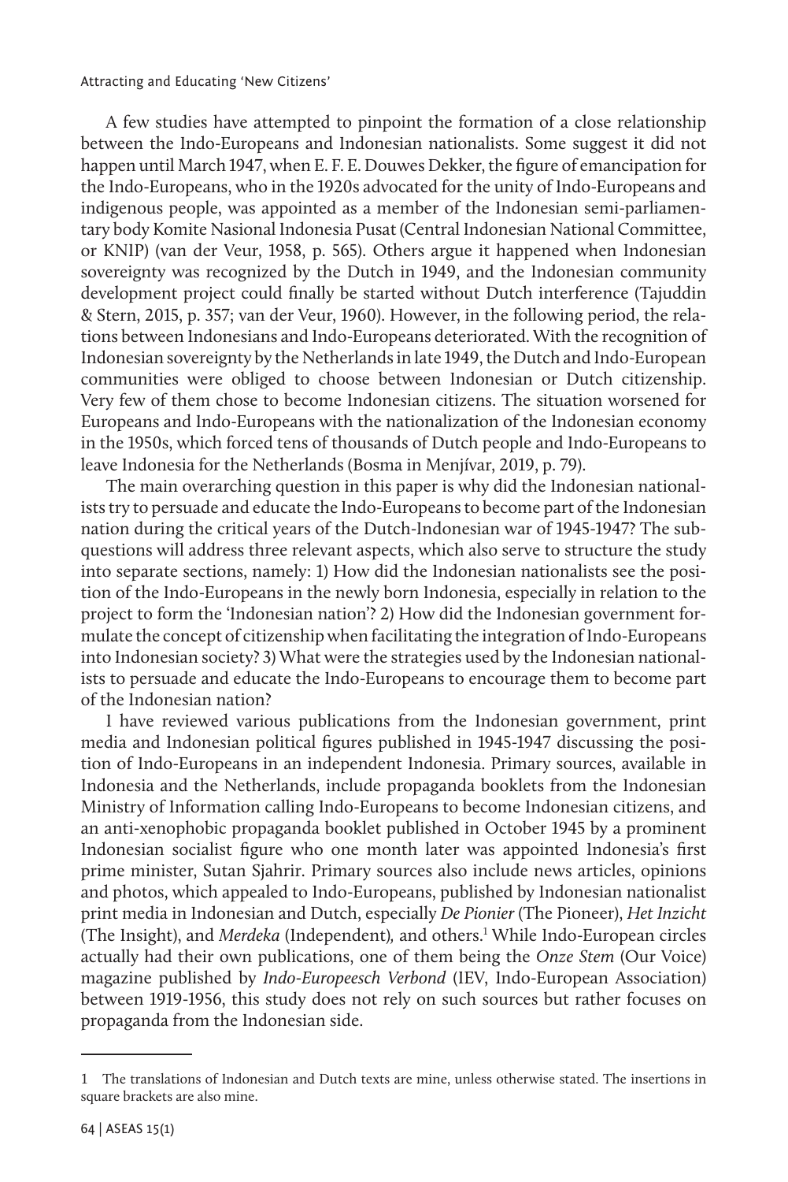A few studies have attempted to pinpoint the formation of a close relationship between the Indo-Europeans and Indonesian nationalists. Some suggest it did not happen until March 1947, when E. F. E. Douwes Dekker, the figure of emancipation for the Indo-Europeans, who in the 1920s advocated for the unity of Indo-Europeans and indigenous people, was appointed as a member of the Indonesian semi-parliamentary body Komite Nasional Indonesia Pusat (Central Indonesian National Committee, or KNIP) (van der Veur, 1958, p. 565). Others argue it happened when Indonesian sovereignty was recognized by the Dutch in 1949, and the Indonesian community development project could finally be started without Dutch interference (Tajuddin & Stern, 2015, p. 357; van der Veur, 1960). However, in the following period, the relations between Indonesians and Indo-Europeans deteriorated. With the recognition of Indonesian sovereignty by the Netherlands in late 1949, the Dutch and Indo-European communities were obliged to choose between Indonesian or Dutch citizenship. Very few of them chose to become Indonesian citizens. The situation worsened for Europeans and Indo-Europeans with the nationalization of the Indonesian economy in the 1950s, which forced tens of thousands of Dutch people and Indo-Europeans to leave Indonesia for the Netherlands (Bosma in Menjívar, 2019, p. 79).

The main overarching question in this paper is why did the Indonesian nationalists try to persuade and educate the Indo-Europeans to become part of the Indonesian nation during the critical years of the Dutch-Indonesian war of 1945-1947? The sub-questions will address three relevant aspects, which also serve to structure the study into separate sections, namely: 1) How did the Indonesian nationalists see the position of the Indo-Europeans in the newly born Indonesia, especially in relation to the project to form the 'Indonesian nation'? 2) How did the Indonesian government formulate the concept of citizenship when facilitating the integration of Indo-Europeans into Indonesian society? 3) What were the strategies used by the Indonesian nationalists to persuade and educate the Indo-Europeans to encourage them to become part of the Indonesian nation?

I have reviewed various publications from the Indonesian government, print media and Indonesian political figures published in 1945-1947 discussing the position of Indo-Europeans in an independent Indonesia. Primary sources, available in Indonesia and the Netherlands, include propaganda booklets from the Indonesian Ministry of Information calling Indo-Europeans to become Indonesian citizens, and an anti-xenophobic propaganda booklet published in October 1945 by a prominent Indonesian socialist figure who one month later was appointed Indonesia's first prime minister, Sutan Sjahrir. Primary sources also include news articles, opinions and photos, which appealed to Indo-Europeans, published by Indonesian nationalist print media in Indonesian and Dutch, especially *De Pionier* (The Pioneer), *Het Inzicht* (The Insight), and *Merdeka* (Independent), and others.[1] While Indo-European circles actually had their own publications, one of them being the *Onze Stem* (Our Voice) magazine published by *Indo-Europeesch Verbond* (IEV, Indo-European Association) between 1919-1956, this study does not rely on such sources but rather focuses on propaganda from the Indonesian side.

---

1 The translations of Indonesian and Dutch texts are mine, unless otherwise stated. The insertions in square brackets are also mine.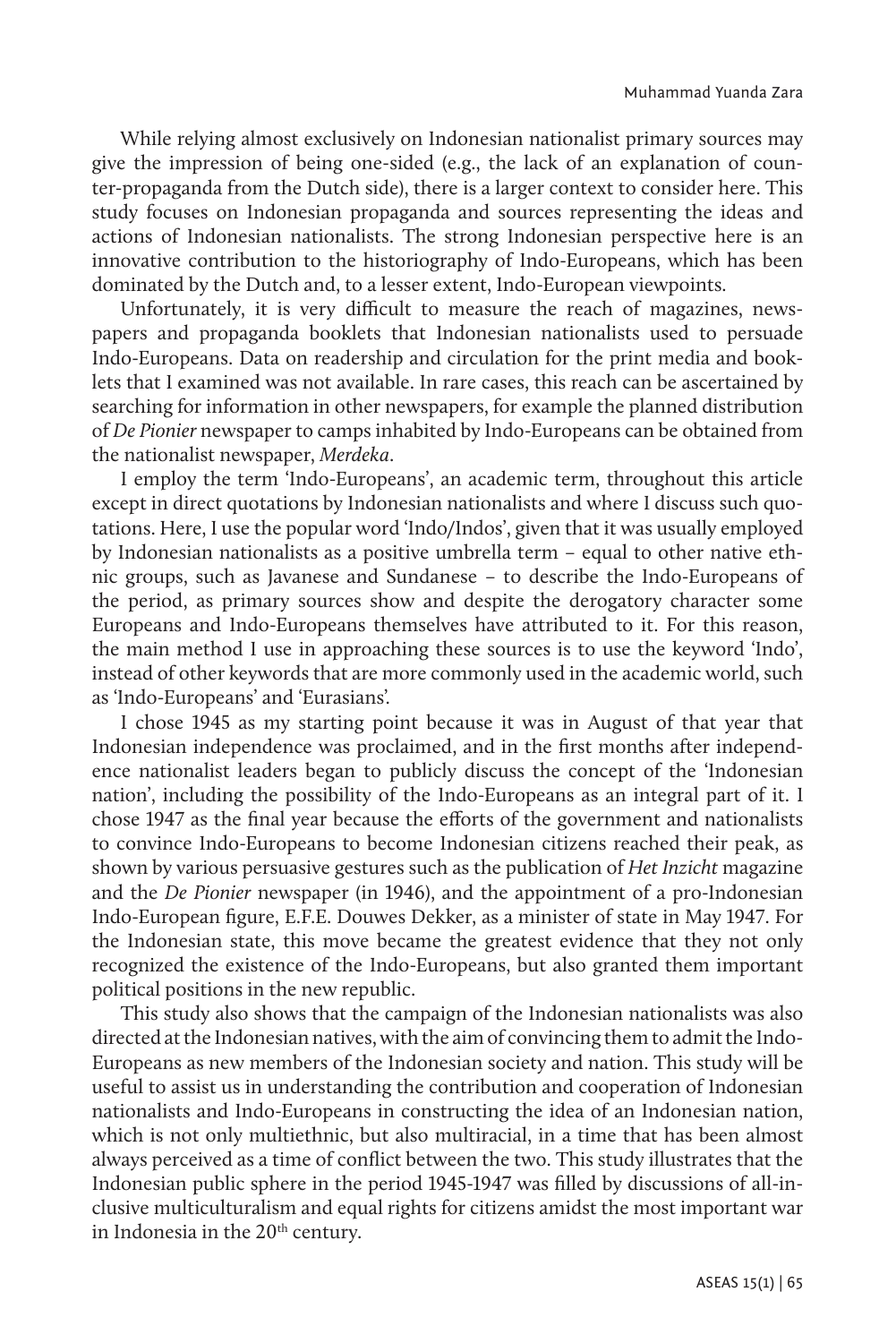While relying almost exclusively on Indonesian nationalist primary sources may give the impression of being one-sided (e.g., the lack of an explanation of counter-propaganda from the Dutch side), there is a larger context to consider here. This study focuses on Indonesian propaganda and sources representing the ideas and actions of Indonesian nationalists. The strong Indonesian perspective here is an innovative contribution to the historiography of Indo-Europeans, which has been dominated by the Dutch and, to a lesser extent, Indo-European viewpoints.

Unfortunately, it is very difficult to measure the reach of magazines, newspapers and propaganda booklets that Indonesian nationalists used to persuade Indo-Europeans. Data on readership and circulation for the print media and booklets that I examined was not available. In rare cases, this reach can be ascertained by searching for information in other newspapers, for example the planned distribution of *De Pionier* newspaper to camps inhabited by Indo-Europeans can be obtained from the nationalist newspaper, *Merdeka*.

I employ the term 'Indo-Europeans', an academic term, throughout this article except in direct quotations by Indonesian nationalists and where I discuss such quotations. Here, I use the popular word 'Indo/Indos', given that it was usually employed by Indonesian nationalists as a positive umbrella term – equal to other native ethnic groups, such as Javanese and Sundanese – to describe the Indo-Europeans of the period, as primary sources show and despite the derogatory character some Europeans and Indo-Europeans themselves have attributed to it. For this reason, the main method I use in approaching these sources is to use the keyword 'Indo', instead of other keywords that are more commonly used in the academic world, such as 'Indo-Europeans' and 'Eurasians'.

I chose 1945 as my starting point because it was in August of that year that Indonesian independence was proclaimed, and in the first months after independence nationalist leaders began to publicly discuss the concept of the 'Indonesian nation', including the possibility of the Indo-Europeans as an integral part of it. I chose 1947 as the final year because the efforts of the government and nationalists to convince Indo-Europeans to become Indonesian citizens reached their peak, as shown by various persuasive gestures such as the publication of *Het Inzicht* magazine and the *De Pionier* newspaper (in 1946), and the appointment of a pro-Indonesian Indo-European figure, E.F.E. Douwes Dekker, as a minister of state in May 1947. For the Indonesian state, this move became the greatest evidence that they not only recognized the existence of the Indo-Europeans, but also granted them important political positions in the new republic.

This study also shows that the campaign of the Indonesian nationalists was also directed at the Indonesian natives, with the aim of convincing them to admit the Indo-Europeans as new members of the Indonesian society and nation. This study will be useful to assist us in understanding the contribution and cooperation of Indonesian nationalists and Indo-Europeans in constructing the idea of an Indonesian nation, which is not only multiethnic, but also multiracial, in a time that has been almost always perceived as a time of conflict between the two. This study illustrates that the Indonesian public sphere in the period 1945-1947 was filled by discussions of all-inclusive multiculturalism and equal rights for citizens amidst the most important war in Indonesia in the 20th century.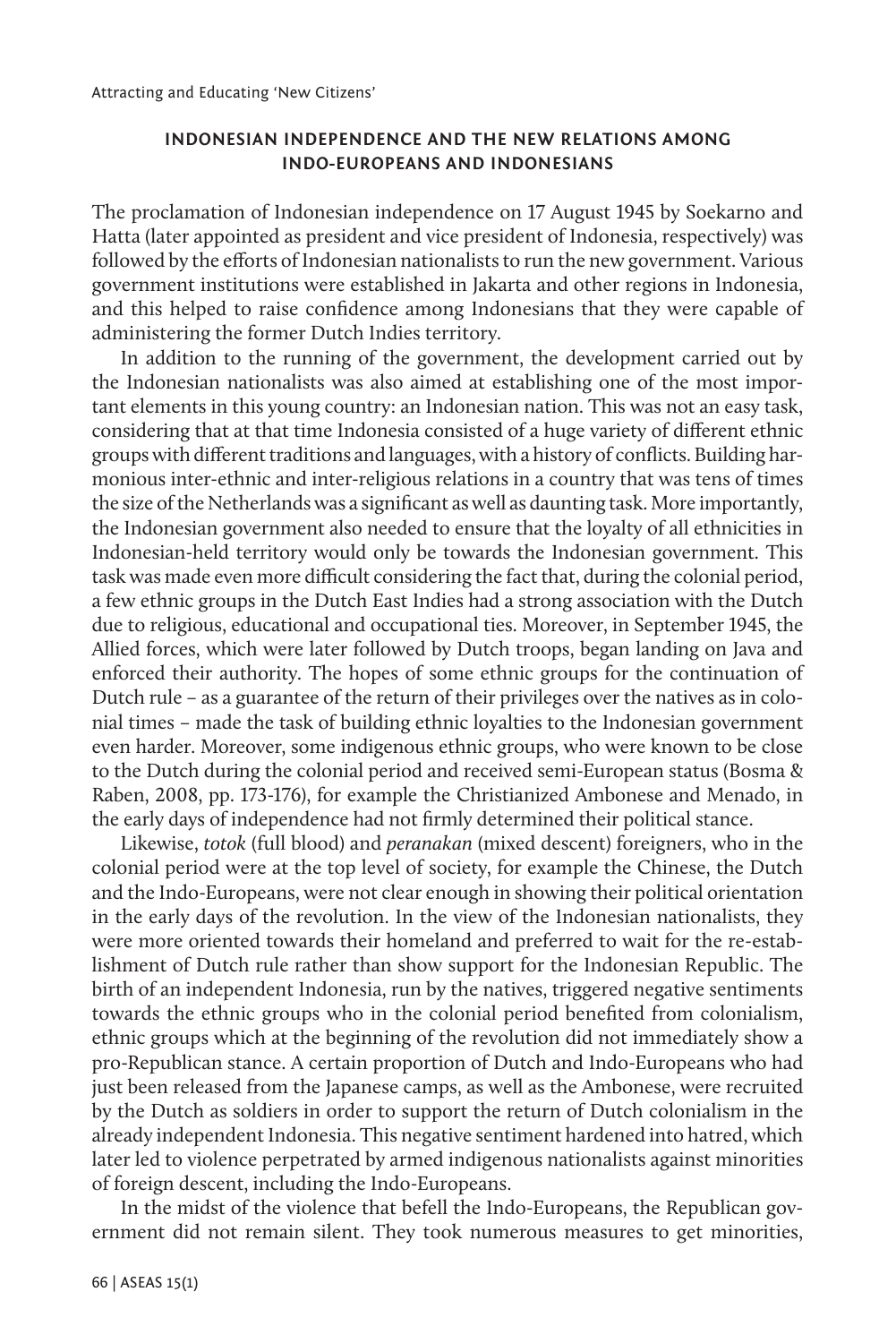## INDONESIAN INDEPENDENCE AND THE NEW RELATIONS AMONG INDO-EUROPEANS AND INDONESIANS

The proclamation of Indonesian independence on 17 August 1945 by Soekarno and Hatta (later appointed as president and vice president of Indonesia, respectively) was followed by the efforts of Indonesian nationalists to run the new government. Various government institutions were established in Jakarta and other regions in Indonesia, and this helped to raise confidence among Indonesians that they were capable of administering the former Dutch Indies territory.

In addition to the running of the government, the development carried out by the Indonesian nationalists was also aimed at establishing one of the most important elements in this young country: an Indonesian nation. This was not an easy task, considering that at that time Indonesia consisted of a huge variety of different ethnic groups with different traditions and languages, with a history of conflicts. Building harmonious inter-ethnic and inter-religious relations in a country that was tens of times the size of the Netherlands was a significant as well as daunting task. More importantly, the Indonesian government also needed to ensure that the loyalty of all ethnicities in Indonesian-held territory would only be towards the Indonesian government. This task was made even more difficult considering the fact that, during the colonial period, a few ethnic groups in the Dutch East Indies had a strong association with the Dutch due to religious, educational and occupational ties. Moreover, in September 1945, the Allied forces, which were later followed by Dutch troops, began landing on Java and enforced their authority. The hopes of some ethnic groups for the continuation of Dutch rule – as a guarantee of the return of their privileges over the natives as in colonial times – made the task of building ethnic loyalties to the Indonesian government even harder. Moreover, some indigenous ethnic groups, who were known to be close to the Dutch during the colonial period and received semi-European status (Bosma & Raben, 2008, pp. 173-176), for example the Christianized Ambonese and Menado, in the early days of independence had not firmly determined their political stance.

Likewise, *totok* (full blood) and *peranakan* (mixed descent) foreigners, who in the colonial period were at the top level of society, for example the Chinese, the Dutch and the Indo-Europeans, were not clear enough in showing their political orientation in the early days of the revolution. In the view of the Indonesian nationalists, they were more oriented towards their homeland and preferred to wait for the re-establishment of Dutch rule rather than show support for the Indonesian Republic. The birth of an independent Indonesia, run by the natives, triggered negative sentiments towards the ethnic groups who in the colonial period benefited from colonialism, ethnic groups which at the beginning of the revolution did not immediately show a pro-Republican stance. A certain proportion of Dutch and Indo-Europeans who had just been released from the Japanese camps, as well as the Ambonese, were recruited by the Dutch as soldiers in order to support the return of Dutch colonialism in the already independent Indonesia. This negative sentiment hardened into hatred, which later led to violence perpetrated by armed indigenous nationalists against minorities of foreign descent, including the Indo-Europeans.

In the midst of the violence that befell the Indo-Europeans, the Republican government did not remain silent. They took numerous measures to get minorities,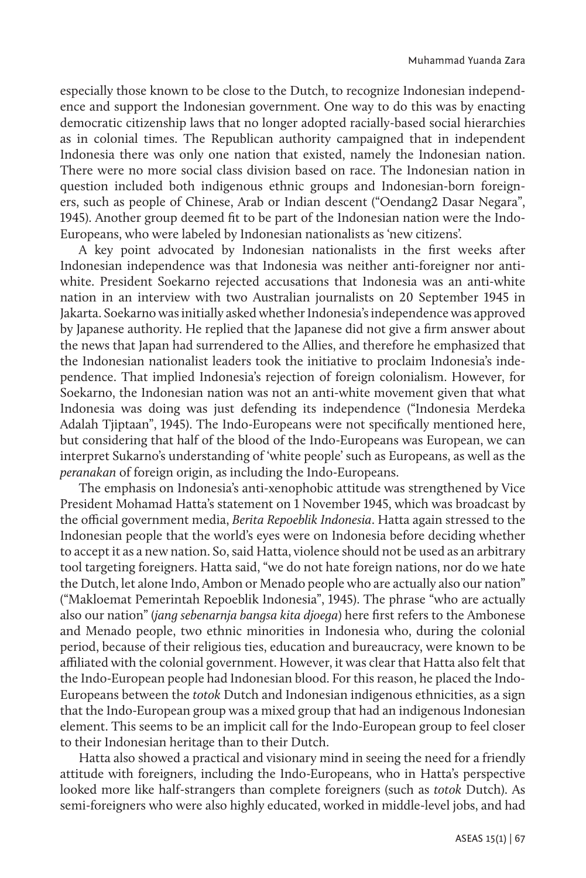especially those known to be close to the Dutch, to recognize Indonesian independence and support the Indonesian government. One way to do this was by enacting democratic citizenship laws that no longer adopted racially-based social hierarchies as in colonial times. The Republican authority campaigned that in independent Indonesia there was only one nation that existed, namely the Indonesian nation. There were no more social class division based on race. The Indonesian nation in question included both indigenous ethnic groups and Indonesian-born foreigners, such as people of Chinese, Arab or Indian descent ("Oendang2 Dasar Negara", 1945). Another group deemed fit to be part of the Indonesian nation were the Indo-Europeans, who were labeled by Indonesian nationalists as 'new citizens'.

A key point advocated by Indonesian nationalists in the first weeks after Indonesian independence was that Indonesia was neither anti-foreigner nor anti-white. President Soekarno rejected accusations that Indonesia was an anti-white nation in an interview with two Australian journalists on 20 September 1945 in Jakarta. Soekarno was initially asked whether Indonesia's independence was approved by Japanese authority. He replied that the Japanese did not give a firm answer about the news that Japan had surrendered to the Allies, and therefore he emphasized that the Indonesian nationalist leaders took the initiative to proclaim Indonesia's independence. That implied Indonesia's rejection of foreign colonialism. However, for Soekarno, the Indonesian nation was not an anti-white movement given that what Indonesia was doing was just defending its independence ("Indonesia Merdeka Adalah Tjiptaan", 1945). The Indo-Europeans were not specifically mentioned here, but considering that half of the blood of the Indo-Europeans was European, we can interpret Sukarno's understanding of 'white people' such as Europeans, as well as the *peranakan* of foreign origin, as including the Indo-Europeans.

The emphasis on Indonesia's anti-xenophobic attitude was strengthened by Vice President Mohamad Hatta's statement on 1 November 1945, which was broadcast by the official government media, *Berita Repoeblik Indonesia*. Hatta again stressed to the Indonesian people that the world's eyes were on Indonesia before deciding whether to accept it as a new nation. So, said Hatta, violence should not be used as an arbitrary tool targeting foreigners. Hatta said, "we do not hate foreign nations, nor do we hate the Dutch, let alone Indo, Ambon or Menado people who are actually also our nation" ("Makloemat Pemerintah Repoeblik Indonesia", 1945). The phrase "who are actually also our nation" (*jang sebenarnja bangsa kita djoega*) here first refers to the Ambonese and Menado people, two ethnic minorities in Indonesia who, during the colonial period, because of their religious ties, education and bureaucracy, were known to be affiliated with the colonial government. However, it was clear that Hatta also felt that the Indo-European people had Indonesian blood. For this reason, he placed the Indo-Europeans between the *totok* Dutch and Indonesian indigenous ethnicities, as a sign that the Indo-European group was a mixed group that had an indigenous Indonesian element. This seems to be an implicit call for the Indo-European group to feel closer to their Indonesian heritage than to their Dutch.

Hatta also showed a practical and visionary mind in seeing the need for a friendly attitude with foreigners, including the Indo-Europeans, who in Hatta's perspective looked more like half-strangers than complete foreigners (such as *totok* Dutch). As semi-foreigners who were also highly educated, worked in middle-level jobs, and had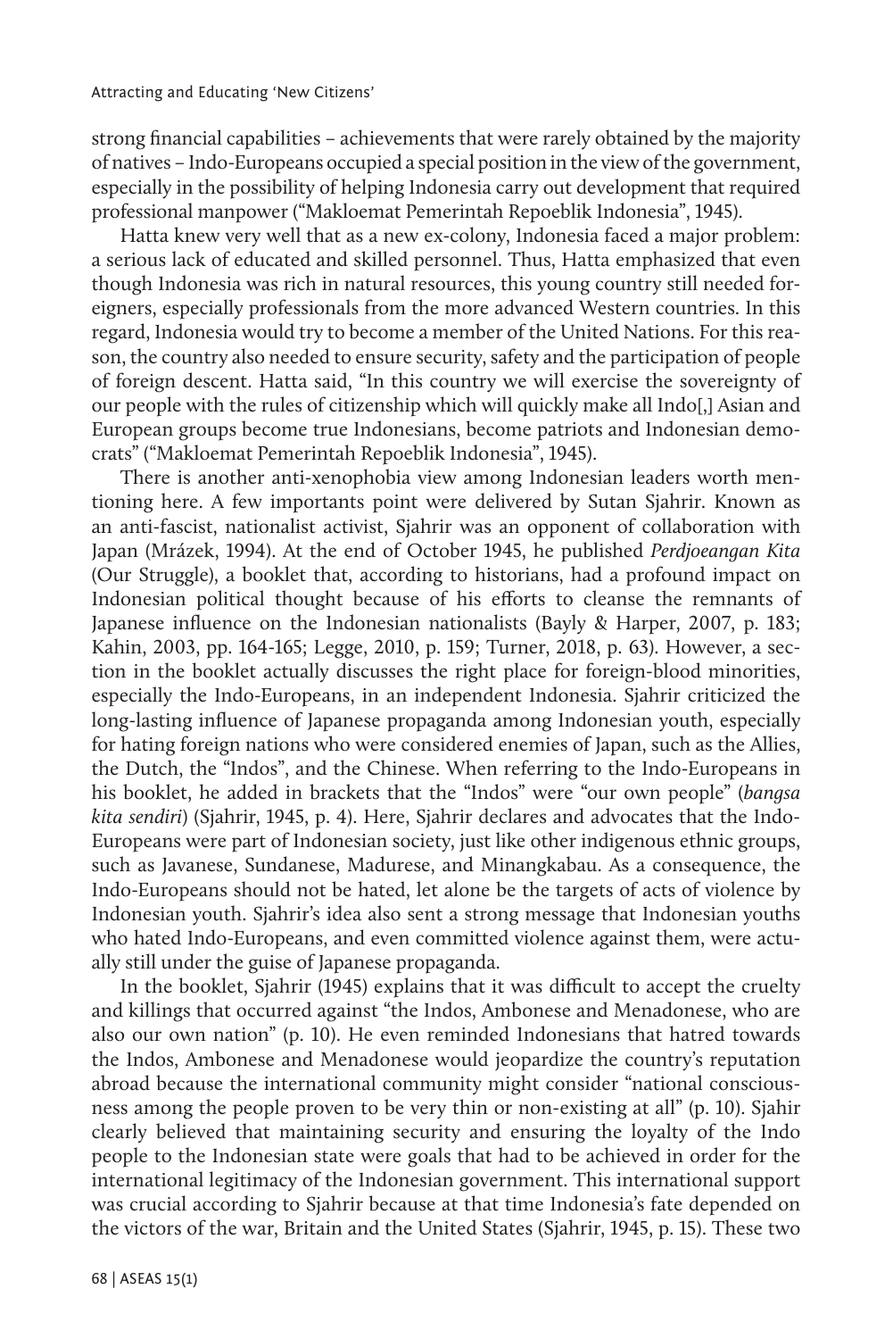strong financial capabilities – achievements that were rarely obtained by the majority of natives – Indo-Europeans occupied a special position in the view of the government, especially in the possibility of helping Indonesia carry out development that required professional manpower ("Makloemat Pemerintah Repoeblik Indonesia", 1945).

Hatta knew very well that as a new ex-colony, Indonesia faced a major problem: a serious lack of educated and skilled personnel. Thus, Hatta emphasized that even though Indonesia was rich in natural resources, this young country still needed foreigners, especially professionals from the more advanced Western countries. In this regard, Indonesia would try to become a member of the United Nations. For this reason, the country also needed to ensure security, safety and the participation of people of foreign descent. Hatta said, "In this country we will exercise the sovereignty of our people with the rules of citizenship which will quickly make all Indo[,] Asian and European groups become true Indonesians, become patriots and Indonesian democrats" ("Makloemat Pemerintah Repoeblik Indonesia", 1945).

There is another anti-xenophobia view among Indonesian leaders worth mentioning here. A few importants point were delivered by Sutan Sjahrir. Known as an anti-fascist, nationalist activist, Sjahrir was an opponent of collaboration with Japan (Mrázek, 1994). At the end of October 1945, he published *Perdjoeangan Kita* (Our Struggle), a booklet that, according to historians, had a profound impact on Indonesian political thought because of his efforts to cleanse the remnants of Japanese influence on the Indonesian nationalists (Bayly & Harper, 2007, p. 183; Kahin, 2003, pp. 164-165; Legge, 2010, p. 159; Turner, 2018, p. 63). However, a section in the booklet actually discusses the right place for foreign-blood minorities, especially the Indo-Europeans, in an independent Indonesia. Sjahrir criticized the long-lasting influence of Japanese propaganda among Indonesian youth, especially for hating foreign nations who were considered enemies of Japan, such as the Allies, the Dutch, the "Indos", and the Chinese. When referring to the Indo-Europeans in his booklet, he added in brackets that the "Indos" were "our own people" (*bangsa kita sendiri*) (Sjahrir, 1945, p. 4). Here, Sjahrir declares and advocates that the Indo-Europeans were part of Indonesian society, just like other indigenous ethnic groups, such as Javanese, Sundanese, Madurese, and Minangkabau. As a consequence, the Indo-Europeans should not be hated, let alone be the targets of acts of violence by Indonesian youth. Sjahrir's idea also sent a strong message that Indonesian youths who hated Indo-Europeans, and even committed violence against them, were actually still under the guise of Japanese propaganda.

In the booklet, Sjahrir (1945) explains that it was difficult to accept the cruelty and killings that occurred against "the Indos, Ambonese and Menadonese, who are also our own nation" (p. 10). He even reminded Indonesians that hatred towards the Indos, Ambonese and Menadonese would jeopardize the country's reputation abroad because the international community might consider "national consciousness among the people proven to be very thin or non-existing at all" (p. 10). Sjahir clearly believed that maintaining security and ensuring the loyalty of the Indo people to the Indonesian state were goals that had to be achieved in order for the international legitimacy of the Indonesian government. This international support was crucial according to Sjahrir because at that time Indonesia's fate depended on the victors of the war, Britain and the United States (Sjahrir, 1945, p. 15). These two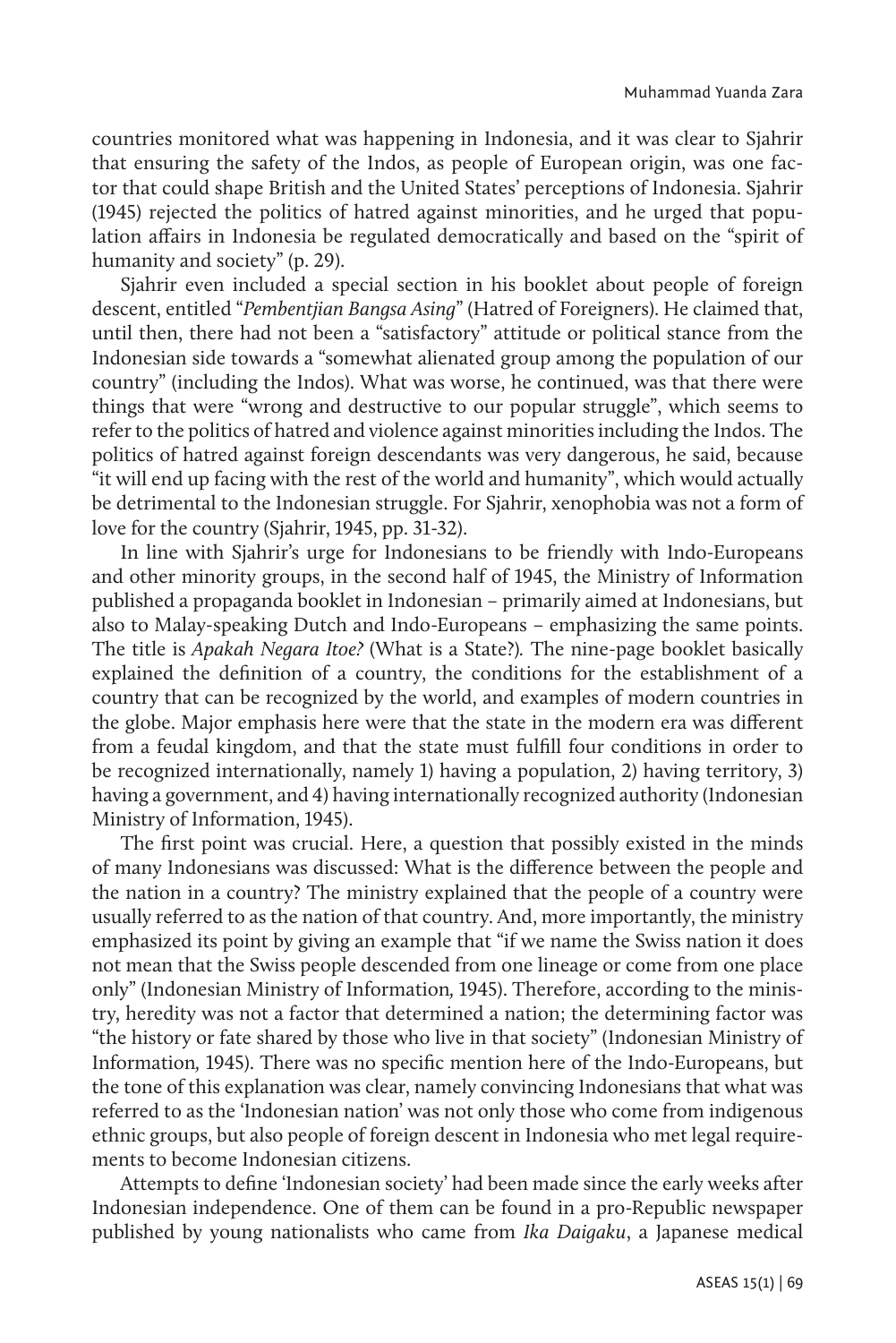countries monitored what was happening in Indonesia, and it was clear to Sjahrir that ensuring the safety of the Indos, as people of European origin, was one factor that could shape British and the United States' perceptions of Indonesia. Sjahrir (1945) rejected the politics of hatred against minorities, and he urged that population affairs in Indonesia be regulated democratically and based on the "spirit of humanity and society" (p. 29).

Sjahrir even included a special section in his booklet about people of foreign descent, entitled "*Pembentjian Bangsa Asing*" (Hatred of Foreigners). He claimed that, until then, there had not been a "satisfactory" attitude or political stance from the Indonesian side towards a "somewhat alienated group among the population of our country" (including the Indos). What was worse, he continued, was that there were things that were "wrong and destructive to our popular struggle", which seems to refer to the politics of hatred and violence against minorities including the Indos. The politics of hatred against foreign descendants was very dangerous, he said, because "it will end up facing with the rest of the world and humanity", which would actually be detrimental to the Indonesian struggle. For Sjahrir, xenophobia was not a form of love for the country (Sjahrir, 1945, pp. 31-32).

In line with Sjahrir's urge for Indonesians to be friendly with Indo-Europeans and other minority groups, in the second half of 1945, the Ministry of Information published a propaganda booklet in Indonesian – primarily aimed at Indonesians, but also to Malay-speaking Dutch and Indo-Europeans – emphasizing the same points. The title is *Apakah Negara Itoe?* (What is a State?). The nine-page booklet basically explained the definition of a country, the conditions for the establishment of a country that can be recognized by the world, and examples of modern countries in the globe. Major emphasis here were that the state in the modern era was different from a feudal kingdom, and that the state must fulfill four conditions in order to be recognized internationally, namely 1) having a population, 2) having territory, 3) having a government, and 4) having internationally recognized authority (Indonesian Ministry of Information, 1945).

The first point was crucial. Here, a question that possibly existed in the minds of many Indonesians was discussed: What is the difference between the people and the nation in a country? The ministry explained that the people of a country were usually referred to as the nation of that country. And, more importantly, the ministry emphasized its point by giving an example that "if we name the Swiss nation it does not mean that the Swiss people descended from one lineage or come from one place only" (Indonesian Ministry of Information*,* 1945). Therefore, according to the ministry, heredity was not a factor that determined a nation; the determining factor was "the history or fate shared by those who live in that society" (Indonesian Ministry of Information*,* 1945). There was no specific mention here of the Indo-Europeans, but the tone of this explanation was clear, namely convincing Indonesians that what was referred to as the 'Indonesian nation' was not only those who come from indigenous ethnic groups, but also people of foreign descent in Indonesia who met legal requirements to become Indonesian citizens.

Attempts to define 'Indonesian society' had been made since the early weeks after Indonesian independence. One of them can be found in a pro-Republic newspaper published by young nationalists who came from *Ika Daigaku*, a Japanese medical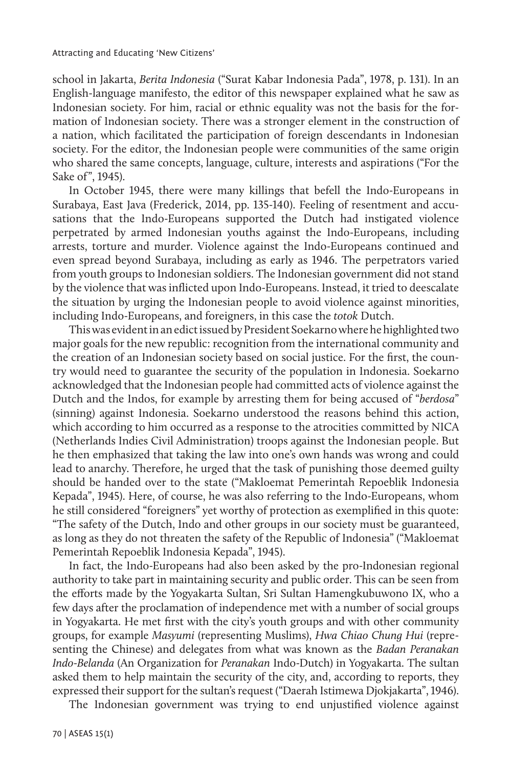school in Jakarta, *Berita Indonesia* ("Surat Kabar Indonesia Pada", 1978, p. 131). In an English-language manifesto, the editor of this newspaper explained what he saw as Indonesian society. For him, racial or ethnic equality was not the basis for the formation of Indonesian society. There was a stronger element in the construction of a nation, which facilitated the participation of foreign descendants in Indonesian society. For the editor, the Indonesian people were communities of the same origin who shared the same concepts, language, culture, interests and aspirations ("For the Sake of", 1945).

In October 1945, there were many killings that befell the Indo-Europeans in Surabaya, East Java (Frederick, 2014, pp. 135-140). Feeling of resentment and accusations that the Indo-Europeans supported the Dutch had instigated violence perpetrated by armed Indonesian youths against the Indo-Europeans, including arrests, torture and murder. Violence against the Indo-Europeans continued and even spread beyond Surabaya, including as early as 1946. The perpetrators varied from youth groups to Indonesian soldiers. The Indonesian government did not stand by the violence that was inflicted upon Indo-Europeans. Instead, it tried to deescalate the situation by urging the Indonesian people to avoid violence against minorities, including Indo-Europeans, and foreigners, in this case the *totok* Dutch.

This was evident in an edict issued by President Soekarno where he highlighted two major goals for the new republic: recognition from the international community and the creation of an Indonesian society based on social justice. For the first, the country would need to guarantee the security of the population in Indonesia. Soekarno acknowledged that the Indonesian people had committed acts of violence against the Dutch and the Indos, for example by arresting them for being accused of "*berdosa*" (sinning) against Indonesia. Soekarno understood the reasons behind this action, which according to him occurred as a response to the atrocities committed by NICA (Netherlands Indies Civil Administration) troops against the Indonesian people. But he then emphasized that taking the law into one's own hands was wrong and could lead to anarchy. Therefore, he urged that the task of punishing those deemed guilty should be handed over to the state ("Makloemat Pemerintah Repoeblik Indonesia Kepada", 1945). Here, of course, he was also referring to the Indo-Europeans, whom he still considered "foreigners" yet worthy of protection as exemplified in this quote: "The safety of the Dutch, Indo and other groups in our society must be guaranteed, as long as they do not threaten the safety of the Republic of Indonesia" ("Makloemat Pemerintah Repoeblik Indonesia Kepada", 1945).

In fact, the Indo-Europeans had also been asked by the pro-Indonesian regional authority to take part in maintaining security and public order. This can be seen from the efforts made by the Yogyakarta Sultan, Sri Sultan Hamengkubuwono IX, who a few days after the proclamation of independence met with a number of social groups in Yogyakarta. He met first with the city's youth groups and with other community groups, for example *Masyumi* (representing Muslims), *Hwa Chiao Chung Hui* (representing the Chinese) and delegates from what was known as the *Badan Peranakan Indo-Belanda* (An Organization for *Peranakan* Indo-Dutch) in Yogyakarta. The sultan asked them to help maintain the security of the city, and, according to reports, they expressed their support for the sultan's request ("Daerah Istimewa Djokjakarta", 1946).

The Indonesian government was trying to end unjustified violence against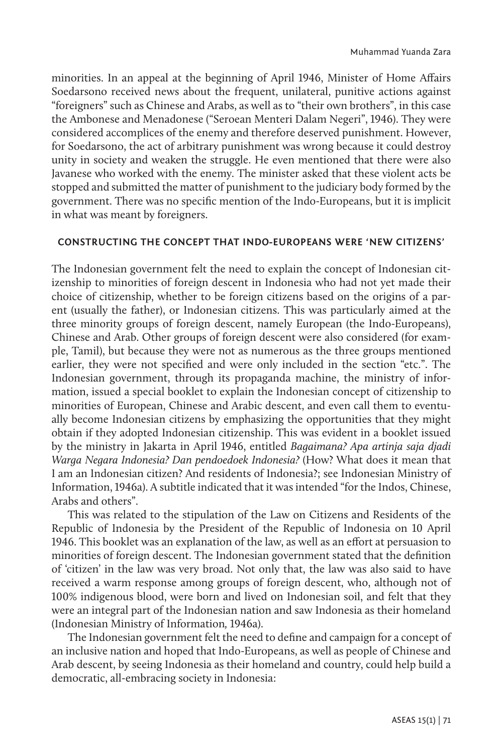minorities. In an appeal at the beginning of April 1946, Minister of Home Affairs Soedarsono received news about the frequent, unilateral, punitive actions against "foreigners" such as Chinese and Arabs, as well as to "their own brothers", in this case the Ambonese and Menadonese ("Seroean Menteri Dalam Negeri", 1946). They were considered accomplices of the enemy and therefore deserved punishment. However, for Soedarsono, the act of arbitrary punishment was wrong because it could destroy unity in society and weaken the struggle. He even mentioned that there were also Javanese who worked with the enemy. The minister asked that these violent acts be stopped and submitted the matter of punishment to the judiciary body formed by the government. There was no specific mention of the Indo-Europeans, but it is implicit in what was meant by foreigners.

## CONSTRUCTING THE CONCEPT THAT INDO-EUROPEANS WERE 'NEW CITIZENS'

The Indonesian government felt the need to explain the concept of Indonesian citizenship to minorities of foreign descent in Indonesia who had not yet made their choice of citizenship, whether to be foreign citizens based on the origins of a parent (usually the father), or Indonesian citizens. This was particularly aimed at the three minority groups of foreign descent, namely European (the Indo-Europeans), Chinese and Arab. Other groups of foreign descent were also considered (for example, Tamil), but because they were not as numerous as the three groups mentioned earlier, they were not specified and were only included in the section "etc.". The Indonesian government, through its propaganda machine, the ministry of information, issued a special booklet to explain the Indonesian concept of citizenship to minorities of European, Chinese and Arabic descent, and even call them to eventually become Indonesian citizens by emphasizing the opportunities that they might obtain if they adopted Indonesian citizenship. This was evident in a booklet issued by the ministry in Jakarta in April 1946, entitled *Bagaimana? Apa artinja saja djadi Warga Negara Indonesia? Dan pendoedoek Indonesia?* (How? What does it mean that I am an Indonesian citizen? And residents of Indonesia?; see Indonesian Ministry of Information, 1946a). A subtitle indicated that it was intended "for the Indos, Chinese, Arabs and others".

This was related to the stipulation of the Law on Citizens and Residents of the Republic of Indonesia by the President of the Republic of Indonesia on 10 April 1946. This booklet was an explanation of the law, as well as an effort at persuasion to minorities of foreign descent. The Indonesian government stated that the definition of 'citizen' in the law was very broad. Not only that, the law was also said to have received a warm response among groups of foreign descent, who, although not of 100% indigenous blood, were born and lived on Indonesian soil, and felt that they were an integral part of the Indonesian nation and saw Indonesia as their homeland (Indonesian Ministry of Information*,* 1946a).

The Indonesian government felt the need to define and campaign for a concept of an inclusive nation and hoped that Indo-Europeans, as well as people of Chinese and Arab descent, by seeing Indonesia as their homeland and country, could help build a democratic, all-embracing society in Indonesia: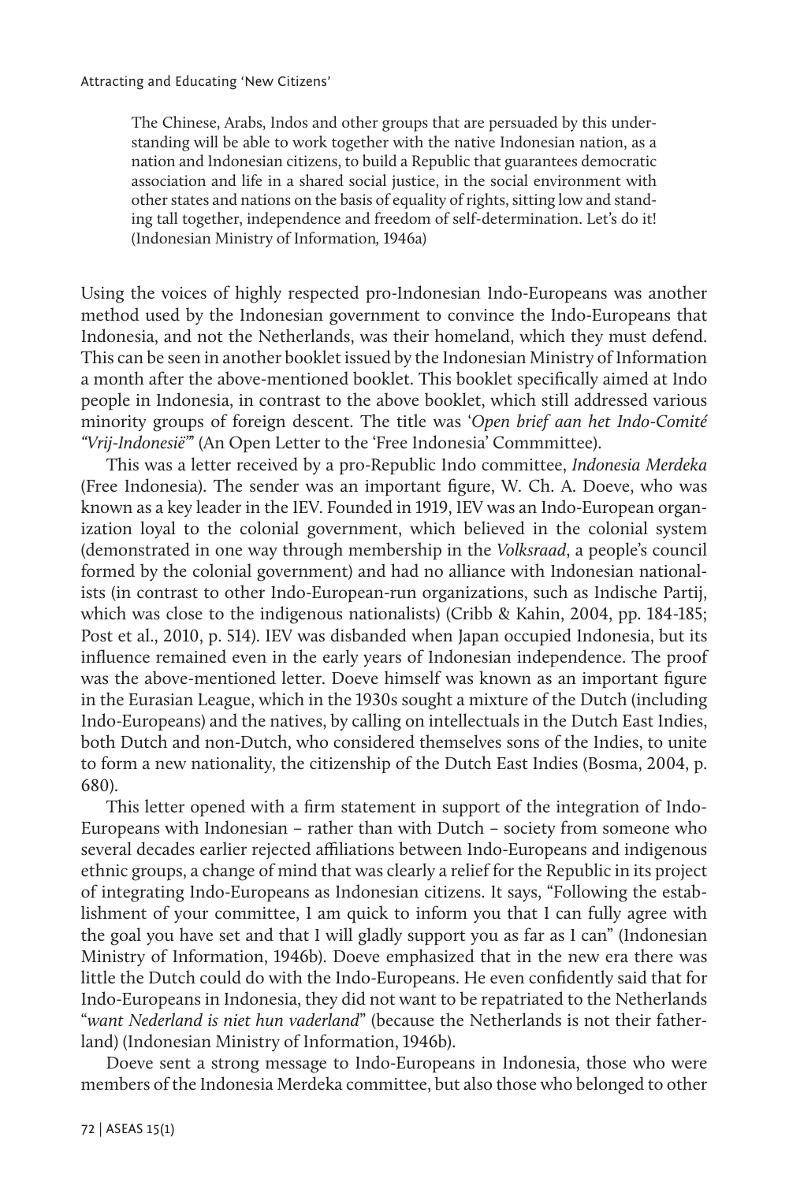> The Chinese, Arabs, Indos and other groups that are persuaded by this understanding will be able to work together with the native Indonesian nation, as a nation and Indonesian citizens, to build a Republic that guarantees democratic association and life in a shared social justice, in the social environment with other states and nations on the basis of equality of rights, sitting low and standing tall together, independence and freedom of self-determination. Let's do it! (Indonesian Ministry of Information, 1946a)

Using the voices of highly respected pro-Indonesian Indo-Europeans was another method used by the Indonesian government to convince the Indo-Europeans that Indonesia, and not the Netherlands, was their homeland, which they must defend. This can be seen in another booklet issued by the Indonesian Ministry of Information a month after the above-mentioned booklet. This booklet specifically aimed at Indo people in Indonesia, in contrast to the above booklet, which still addressed various minority groups of foreign descent. The title was '*Open brief aan het Indo-Comité "Vrij-Indonesië"*' (An Open Letter to the 'Free Indonesia' Commmittee).

This was a letter received by a pro-Republic Indo committee, *Indonesia Merdeka* (Free Indonesia). The sender was an important figure, W. Ch. A. Doeve, who was known as a key leader in the IEV. Founded in 1919, IEV was an Indo-European organization loyal to the colonial government, which believed in the colonial system (demonstrated in one way through membership in the *Volksraad*, a people's council formed by the colonial government) and had no alliance with Indonesian nationalists (in contrast to other Indo-European-run organizations, such as Indische Partij, which was close to the indigenous nationalists) (Cribb & Kahin, 2004, pp. 184-185; Post et al., 2010, p. 514). IEV was disbanded when Japan occupied Indonesia, but its influence remained even in the early years of Indonesian independence. The proof was the above-mentioned letter. Doeve himself was known as an important figure in the Eurasian League, which in the 1930s sought a mixture of the Dutch (including Indo-Europeans) and the natives, by calling on intellectuals in the Dutch East Indies, both Dutch and non-Dutch, who considered themselves sons of the Indies, to unite to form a new nationality, the citizenship of the Dutch East Indies (Bosma, 2004, p. 680).

This letter opened with a firm statement in support of the integration of Indo-Europeans with Indonesian – rather than with Dutch – society from someone who several decades earlier rejected affiliations between Indo-Europeans and indigenous ethnic groups, a change of mind that was clearly a relief for the Republic in its project of integrating Indo-Europeans as Indonesian citizens. It says, "Following the establishment of your committee, I am quick to inform you that I can fully agree with the goal you have set and that I will gladly support you as far as I can" (Indonesian Ministry of Information, 1946b). Doeve emphasized that in the new era there was little the Dutch could do with the Indo-Europeans. He even confidently said that for Indo-Europeans in Indonesia, they did not want to be repatriated to the Netherlands "*want Nederland is niet hun vaderland*" (because the Netherlands is not their fatherland) (Indonesian Ministry of Information, 1946b).

Doeve sent a strong message to Indo-Europeans in Indonesia, those who were members of the Indonesia Merdeka committee, but also those who belonged to other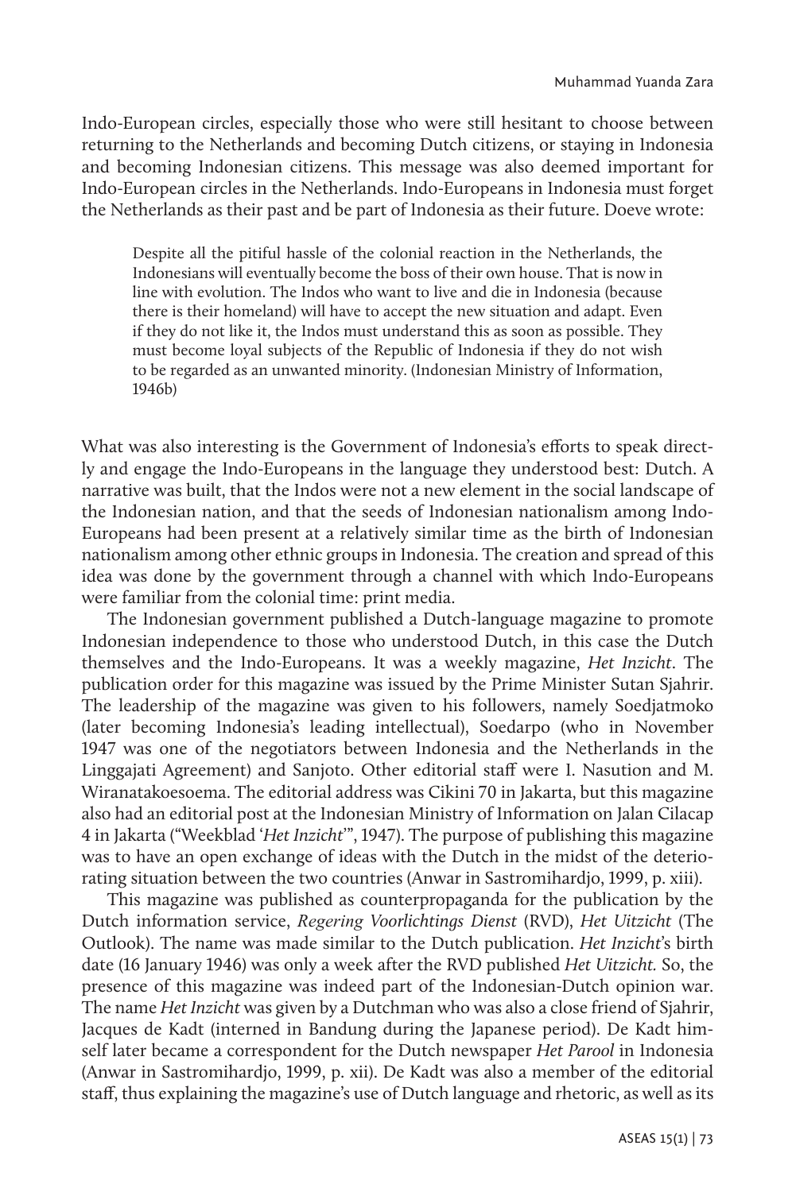Indo-European circles, especially those who were still hesitant to choose between returning to the Netherlands and becoming Dutch citizens, or staying in Indonesia and becoming Indonesian citizens. This message was also deemed important for Indo-European circles in the Netherlands. Indo-Europeans in Indonesia must forget the Netherlands as their past and be part of Indonesia as their future. Doeve wrote:

> Despite all the pitiful hassle of the colonial reaction in the Netherlands, the Indonesians will eventually become the boss of their own house. That is now in line with evolution. The Indos who want to live and die in Indonesia (because there is their homeland) will have to accept the new situation and adapt. Even if they do not like it, the Indos must understand this as soon as possible. They must become loyal subjects of the Republic of Indonesia if they do not wish to be regarded as an unwanted minority. (Indonesian Ministry of Information, 1946b)

What was also interesting is the Government of Indonesia's efforts to speak directly and engage the Indo-Europeans in the language they understood best: Dutch. A narrative was built, that the Indos were not a new element in the social landscape of the Indonesian nation, and that the seeds of Indonesian nationalism among Indo-Europeans had been present at a relatively similar time as the birth of Indonesian nationalism among other ethnic groups in Indonesia. The creation and spread of this idea was done by the government through a channel with which Indo-Europeans were familiar from the colonial time: print media.

The Indonesian government published a Dutch-language magazine to promote Indonesian independence to those who understood Dutch, in this case the Dutch themselves and the Indo-Europeans. It was a weekly magazine, *Het Inzicht*. The publication order for this magazine was issued by the Prime Minister Sutan Sjahrir. The leadership of the magazine was given to his followers, namely Soedjatmoko (later becoming Indonesia's leading intellectual), Soedarpo (who in November 1947 was one of the negotiators between Indonesia and the Netherlands in the Linggajati Agreement) and Sanjoto. Other editorial staff were I. Nasution and M. Wiranatakoesoema. The editorial address was Cikini 70 in Jakarta, but this magazine also had an editorial post at the Indonesian Ministry of Information on Jalan Cilacap 4 in Jakarta ("Weekblad '*Het Inzicht*'", 1947). The purpose of publishing this magazine was to have an open exchange of ideas with the Dutch in the midst of the deteriorating situation between the two countries (Anwar in Sastromihardjo, 1999, p. xiii).

This magazine was published as counterpropaganda for the publication by the Dutch information service, *Regering Voorlichtings Dienst* (RVD), *Het Uitzicht* (The Outlook). The name was made similar to the Dutch publication. *Het Inzicht*'s birth date (16 January 1946) was only a week after the RVD published *Het Uitzicht.* So, the presence of this magazine was indeed part of the Indonesian-Dutch opinion war. The name *Het Inzicht* was given by a Dutchman who was also a close friend of Sjahrir, Jacques de Kadt (interned in Bandung during the Japanese period). De Kadt himself later became a correspondent for the Dutch newspaper *Het Parool* in Indonesia (Anwar in Sastromihardjo, 1999, p. xii). De Kadt was also a member of the editorial staff, thus explaining the magazine's use of Dutch language and rhetoric, as well as its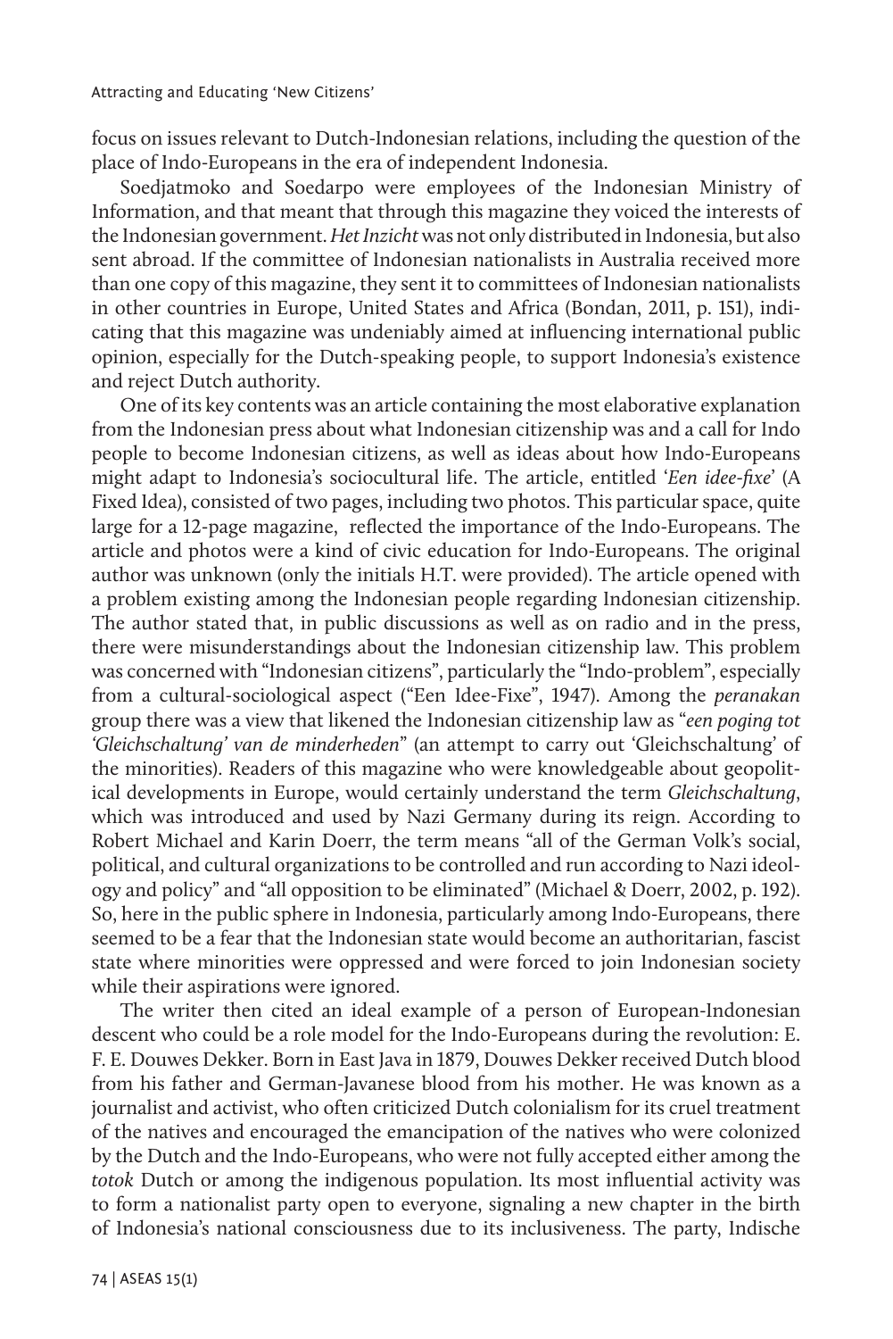focus on issues relevant to Dutch-Indonesian relations, including the question of the place of Indo-Europeans in the era of independent Indonesia.

Soedjatmoko and Soedarpo were employees of the Indonesian Ministry of Information, and that meant that through this magazine they voiced the interests of the Indonesian government. *Het Inzicht* was not only distributed in Indonesia, but also sent abroad. If the committee of Indonesian nationalists in Australia received more than one copy of this magazine, they sent it to committees of Indonesian nationalists in other countries in Europe, United States and Africa (Bondan, 2011, p. 151), indicating that this magazine was undeniably aimed at influencing international public opinion, especially for the Dutch-speaking people, to support Indonesia's existence and reject Dutch authority.

One of its key contents was an article containing the most elaborative explanation from the Indonesian press about what Indonesian citizenship was and a call for Indo people to become Indonesian citizens, as well as ideas about how Indo-Europeans might adapt to Indonesia's sociocultural life. The article, entitled '*Een idee-fixe*' (A Fixed Idea), consisted of two pages, including two photos. This particular space, quite large for a 12-page magazine, reflected the importance of the Indo-Europeans. The article and photos were a kind of civic education for Indo-Europeans. The original author was unknown (only the initials H.T. were provided). The article opened with a problem existing among the Indonesian people regarding Indonesian citizenship. The author stated that, in public discussions as well as on radio and in the press, there were misunderstandings about the Indonesian citizenship law. This problem was concerned with "Indonesian citizens", particularly the "Indo-problem", especially from a cultural-sociological aspect ("Een Idee-Fixe", 1947). Among the *peranakan* group there was a view that likened the Indonesian citizenship law as "*een poging tot 'Gleichschaltung' van de minderheden*" (an attempt to carry out 'Gleichschaltung' of the minorities). Readers of this magazine who were knowledgeable about geopolitical developments in Europe, would certainly understand the term *Gleichschaltung*, which was introduced and used by Nazi Germany during its reign. According to Robert Michael and Karin Doerr, the term means "all of the German Volk's social, political, and cultural organizations to be controlled and run according to Nazi ideology and policy" and "all opposition to be eliminated" (Michael & Doerr, 2002, p. 192). So, here in the public sphere in Indonesia, particularly among Indo-Europeans, there seemed to be a fear that the Indonesian state would become an authoritarian, fascist state where minorities were oppressed and were forced to join Indonesian society while their aspirations were ignored.

The writer then cited an ideal example of a person of European-Indonesian descent who could be a role model for the Indo-Europeans during the revolution: E. F. E. Douwes Dekker. Born in East Java in 1879, Douwes Dekker received Dutch blood from his father and German-Javanese blood from his mother. He was known as a journalist and activist, who often criticized Dutch colonialism for its cruel treatment of the natives and encouraged the emancipation of the natives who were colonized by the Dutch and the Indo-Europeans, who were not fully accepted either among the *totok* Dutch or among the indigenous population. Its most influential activity was to form a nationalist party open to everyone, signaling a new chapter in the birth of Indonesia's national consciousness due to its inclusiveness. The party, Indische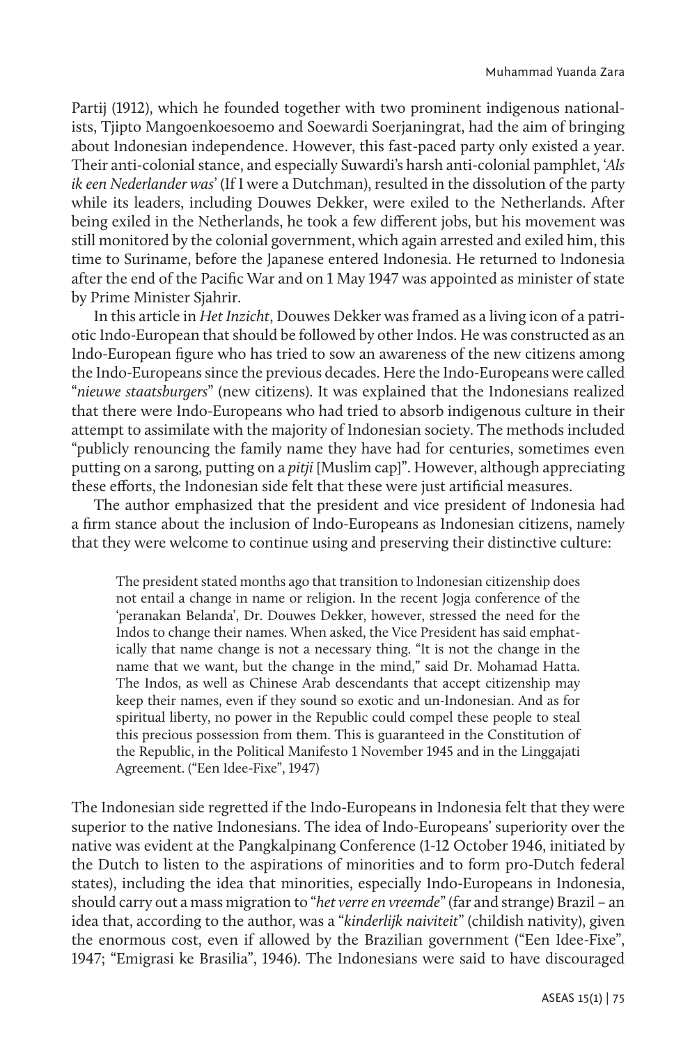Partij (1912), which he founded together with two prominent indigenous nationalists, Tjipto Mangoenkoesoemo and Soewardi Soerjaningrat, had the aim of bringing about Indonesian independence. However, this fast-paced party only existed a year. Their anti-colonial stance, and especially Suwardi's harsh anti-colonial pamphlet, '*Als ik een Nederlander was*' (If I were a Dutchman), resulted in the dissolution of the party while its leaders, including Douwes Dekker, were exiled to the Netherlands. After being exiled in the Netherlands, he took a few different jobs, but his movement was still monitored by the colonial government, which again arrested and exiled him, this time to Suriname, before the Japanese entered Indonesia. He returned to Indonesia after the end of the Pacific War and on 1 May 1947 was appointed as minister of state by Prime Minister Sjahrir.

In this article in *Het Inzicht*, Douwes Dekker was framed as a living icon of a patriotic Indo-European that should be followed by other Indos. He was constructed as an Indo-European figure who has tried to sow an awareness of the new citizens among the Indo-Europeans since the previous decades. Here the Indo-Europeans were called "*nieuwe staatsburgers*" (new citizens). It was explained that the Indonesians realized that there were Indo-Europeans who had tried to absorb indigenous culture in their attempt to assimilate with the majority of Indonesian society. The methods included "publicly renouncing the family name they have had for centuries, sometimes even putting on a sarong, putting on a *pitji* [Muslim cap]". However, although appreciating these efforts, the Indonesian side felt that these were just artificial measures.

The author emphasized that the president and vice president of Indonesia had a firm stance about the inclusion of Indo-Europeans as Indonesian citizens, namely that they were welcome to continue using and preserving their distinctive culture:

> The president stated months ago that transition to Indonesian citizenship does not entail a change in name or religion. In the recent Jogja conference of the 'peranakan Belanda', Dr. Douwes Dekker, however, stressed the need for the Indos to change their names. When asked, the Vice President has said emphatically that name change is not a necessary thing. "It is not the change in the name that we want, but the change in the mind," said Dr. Mohamad Hatta. The Indos, as well as Chinese Arab descendants that accept citizenship may keep their names, even if they sound so exotic and un-Indonesian. And as for spiritual liberty, no power in the Republic could compel these people to steal this precious possession from them. This is guaranteed in the Constitution of the Republic, in the Political Manifesto 1 November 1945 and in the Linggajati Agreement. ("Een Idee-Fixe", 1947)

The Indonesian side regretted if the Indo-Europeans in Indonesia felt that they were superior to the native Indonesians. The idea of Indo-Europeans' superiority over the native was evident at the Pangkalpinang Conference (1-12 October 1946, initiated by the Dutch to listen to the aspirations of minorities and to form pro-Dutch federal states), including the idea that minorities, especially Indo-Europeans in Indonesia, should carry out a mass migration to "*het verre en vreemde*" (far and strange) Brazil – an idea that, according to the author, was a "*kinderlijk naiviteit*" (childish nativity), given the enormous cost, even if allowed by the Brazilian government ("Een Idee-Fixe", 1947; "Emigrasi ke Brasilia", 1946). The Indonesians were said to have discouraged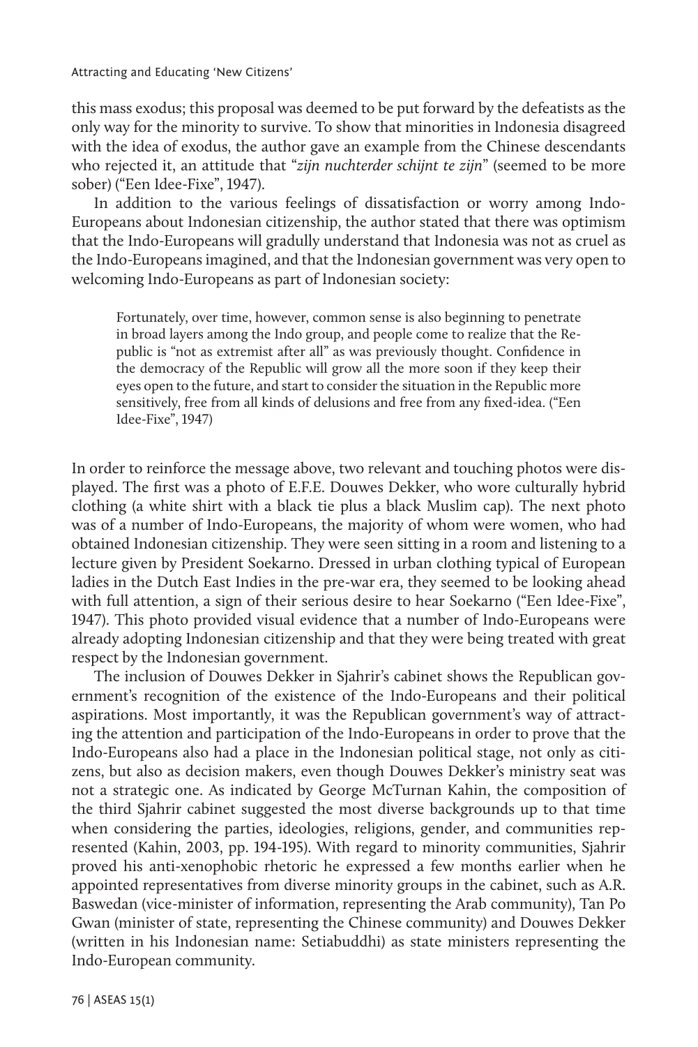this mass exodus; this proposal was deemed to be put forward by the defeatists as the only way for the minority to survive. To show that minorities in Indonesia disagreed with the idea of exodus, the author gave an example from the Chinese descendants who rejected it, an attitude that "*zijn nuchterder schijnt te zijn*" (seemed to be more sober) ("Een Idee-Fixe", 1947).

In addition to the various feelings of dissatisfaction or worry among Indo-Europeans about Indonesian citizenship, the author stated that there was optimism that the Indo-Europeans will gradually understand that Indonesia was not as cruel as the Indo-Europeans imagined, and that the Indonesian government was very open to welcoming Indo-Europeans as part of Indonesian society:

> Fortunately, over time, however, common sense is also beginning to penetrate in broad layers among the Indo group, and people come to realize that the Republic is "not as extremist after all" as was previously thought. Confidence in the democracy of the Republic will grow all the more soon if they keep their eyes open to the future, and start to consider the situation in the Republic more sensitively, free from all kinds of delusions and free from any fixed-idea. ("Een Idee-Fixe", 1947)

In order to reinforce the message above, two relevant and touching photos were displayed. The first was a photo of E.F.E. Douwes Dekker, who wore culturally hybrid clothing (a white shirt with a black tie plus a black Muslim cap). The next photo was of a number of Indo-Europeans, the majority of whom were women, who had obtained Indonesian citizenship. They were seen sitting in a room and listening to a lecture given by President Soekarno. Dressed in urban clothing typical of European ladies in the Dutch East Indies in the pre-war era, they seemed to be looking ahead with full attention, a sign of their serious desire to hear Soekarno ("Een Idee-Fixe", 1947). This photo provided visual evidence that a number of Indo-Europeans were already adopting Indonesian citizenship and that they were being treated with great respect by the Indonesian government.

The inclusion of Douwes Dekker in Sjahrir's cabinet shows the Republican government's recognition of the existence of the Indo-Europeans and their political aspirations. Most importantly, it was the Republican government's way of attracting the attention and participation of the Indo-Europeans in order to prove that the Indo-Europeans also had a place in the Indonesian political stage, not only as citizens, but also as decision makers, even though Douwes Dekker's ministry seat was not a strategic one. As indicated by George McTurnan Kahin, the composition of the third Sjahrir cabinet suggested the most diverse backgrounds up to that time when considering the parties, ideologies, religions, gender, and communities represented (Kahin, 2003, pp. 194-195). With regard to minority communities, Sjahrir proved his anti-xenophobic rhetoric he expressed a few months earlier when he appointed representatives from diverse minority groups in the cabinet, such as A.R. Baswedan (vice-minister of information, representing the Arab community), Tan Po Gwan (minister of state, representing the Chinese community) and Douwes Dekker (written in his Indonesian name: Setiabuddhi) as state ministers representing the Indo-European community.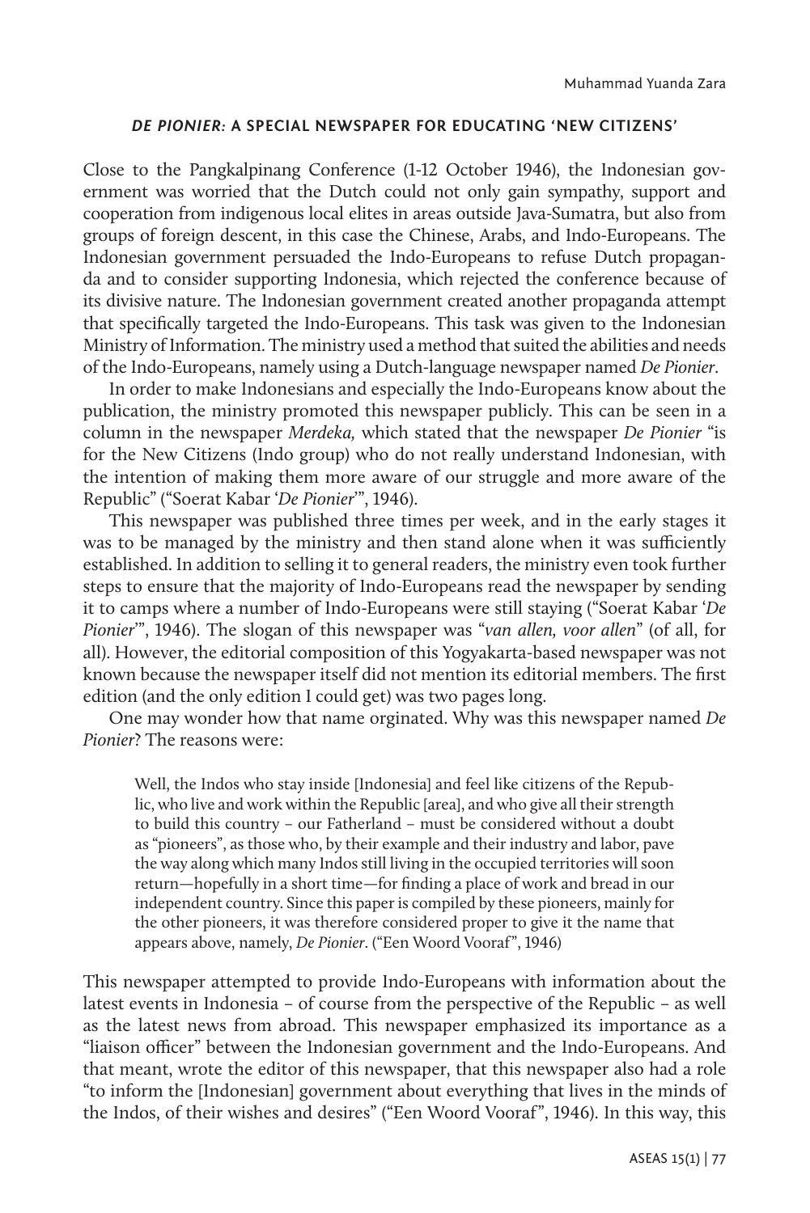### *DE PIONIER:* A SPECIAL NEWSPAPER FOR EDUCATING 'NEW CITIZENS'

Close to the Pangkalpinang Conference (1-12 October 1946), the Indonesian government was worried that the Dutch could not only gain sympathy, support and cooperation from indigenous local elites in areas outside Java-Sumatra, but also from groups of foreign descent, in this case the Chinese, Arabs, and Indo-Europeans. The Indonesian government persuaded the Indo-Europeans to refuse Dutch propaganda and to consider supporting Indonesia, which rejected the conference because of its divisive nature. The Indonesian government created another propaganda attempt that specifically targeted the Indo-Europeans. This task was given to the Indonesian Ministry of Information. The ministry used a method that suited the abilities and needs of the Indo-Europeans, namely using a Dutch-language newspaper named *De Pionier*.

In order to make Indonesians and especially the Indo-Europeans know about the publication, the ministry promoted this newspaper publicly. This can be seen in a column in the newspaper *Merdeka,* which stated that the newspaper *De Pionier* "is for the New Citizens (Indo group) who do not really understand Indonesian, with the intention of making them more aware of our struggle and more aware of the Republic" ("Soerat Kabar '*De Pionier*'", 1946).

This newspaper was published three times per week, and in the early stages it was to be managed by the ministry and then stand alone when it was sufficiently established. In addition to selling it to general readers, the ministry even took further steps to ensure that the majority of Indo-Europeans read the newspaper by sending it to camps where a number of Indo-Europeans were still staying ("Soerat Kabar '*De Pionier*'", 1946). The slogan of this newspaper was "*van allen, voor allen*" (of all, for all). However, the editorial composition of this Yogyakarta-based newspaper was not known because the newspaper itself did not mention its editorial members. The first edition (and the only edition I could get) was two pages long.

One may wonder how that name orginated. Why was this newspaper named *De Pionier*? The reasons were:

> Well, the Indos who stay inside [Indonesia] and feel like citizens of the Republic, who live and work within the Republic [area], and who give all their strength to build this country – our Fatherland – must be considered without a doubt as "pioneers", as those who, by their example and their industry and labor, pave the way along which many Indos still living in the occupied territories will soon return—hopefully in a short time—for finding a place of work and bread in our independent country. Since this paper is compiled by these pioneers, mainly for the other pioneers, it was therefore considered proper to give it the name that appears above, namely, *De Pionier*. ("Een Woord Vooraf", 1946)

This newspaper attempted to provide Indo-Europeans with information about the latest events in Indonesia – of course from the perspective of the Republic – as well as the latest news from abroad. This newspaper emphasized its importance as a "liaison officer" between the Indonesian government and the Indo-Europeans. And that meant, wrote the editor of this newspaper, that this newspaper also had a role "to inform the [Indonesian] government about everything that lives in the minds of the Indos, of their wishes and desires" ("Een Woord Vooraf", 1946). In this way, this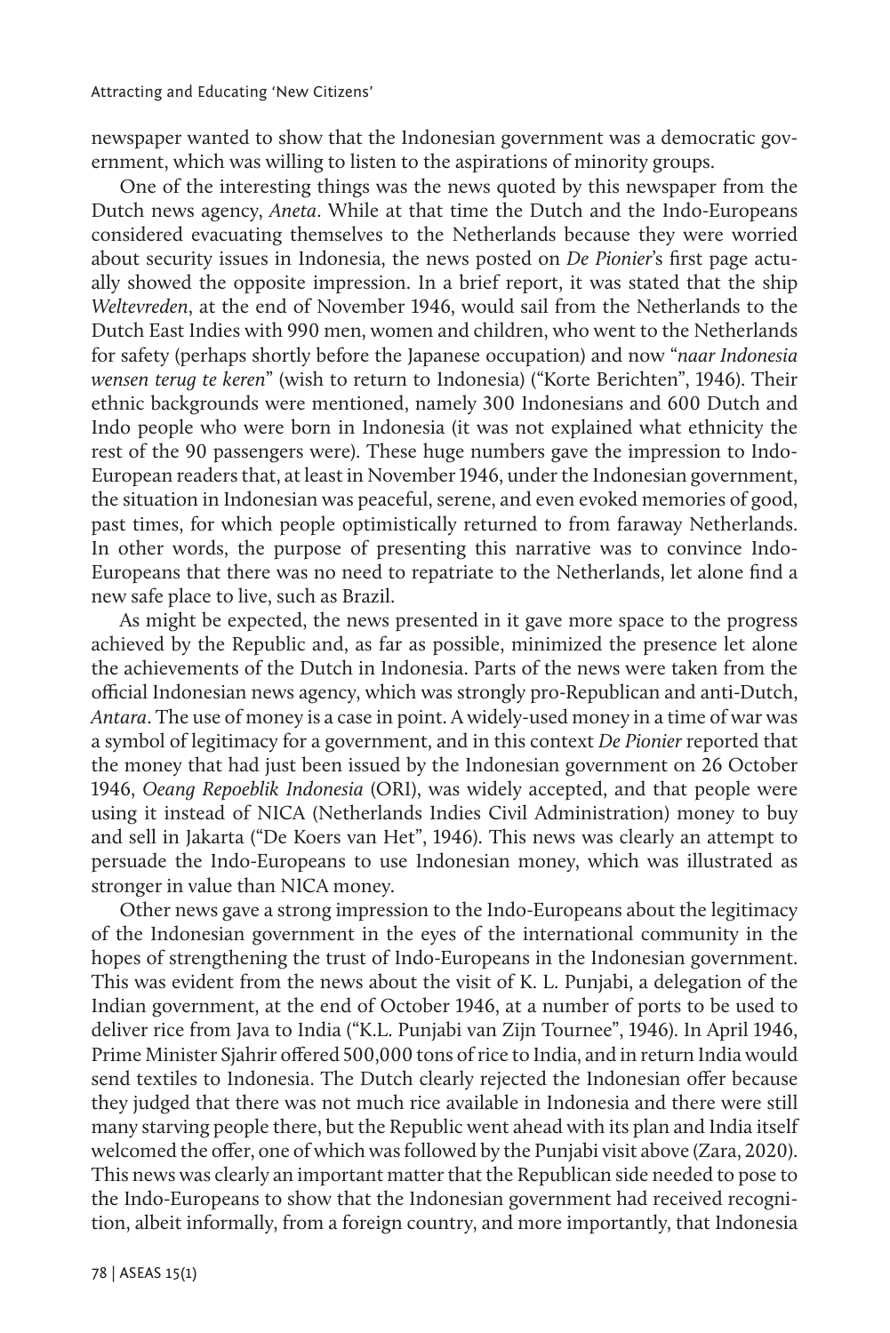newspaper wanted to show that the Indonesian government was a democratic government, which was willing to listen to the aspirations of minority groups.

One of the interesting things was the news quoted by this newspaper from the Dutch news agency, *Aneta*. While at that time the Dutch and the Indo-Europeans considered evacuating themselves to the Netherlands because they were worried about security issues in Indonesia, the news posted on *De Pionier*'s first page actually showed the opposite impression. In a brief report, it was stated that the ship *Weltevreden*, at the end of November 1946, would sail from the Netherlands to the Dutch East Indies with 990 men, women and children, who went to the Netherlands for safety (perhaps shortly before the Japanese occupation) and now "*naar Indonesia wensen terug te keren*" (wish to return to Indonesia) ("Korte Berichten", 1946). Their ethnic backgrounds were mentioned, namely 300 Indonesians and 600 Dutch and Indo people who were born in Indonesia (it was not explained what ethnicity the rest of the 90 passengers were). These huge numbers gave the impression to Indo-European readers that, at least in November 1946, under the Indonesian government, the situation in Indonesian was peaceful, serene, and even evoked memories of good, past times, for which people optimistically returned to from faraway Netherlands. In other words, the purpose of presenting this narrative was to convince Indo-Europeans that there was no need to repatriate to the Netherlands, let alone find a new safe place to live, such as Brazil.

As might be expected, the news presented in it gave more space to the progress achieved by the Republic and, as far as possible, minimized the presence let alone the achievements of the Dutch in Indonesia. Parts of the news were taken from the official Indonesian news agency, which was strongly pro-Republican and anti-Dutch, *Antara*. The use of money is a case in point. A widely-used money in a time of war was a symbol of legitimacy for a government, and in this context *De Pionier* reported that the money that had just been issued by the Indonesian government on 26 October 1946, *Oeang Repoeblik Indonesia* (ORI), was widely accepted, and that people were using it instead of NICA (Netherlands Indies Civil Administration) money to buy and sell in Jakarta ("De Koers van Het", 1946). This news was clearly an attempt to persuade the Indo-Europeans to use Indonesian money, which was illustrated as stronger in value than NICA money.

Other news gave a strong impression to the Indo-Europeans about the legitimacy of the Indonesian government in the eyes of the international community in the hopes of strengthening the trust of Indo-Europeans in the Indonesian government. This was evident from the news about the visit of K. L. Punjabi, a delegation of the Indian government, at the end of October 1946, at a number of ports to be used to deliver rice from Java to India ("K.L. Punjabi van Zijn Tournee", 1946). In April 1946, Prime Minister Sjahrir offered 500,000 tons of rice to India, and in return India would send textiles to Indonesia. The Dutch clearly rejected the Indonesian offer because they judged that there was not much rice available in Indonesia and there were still many starving people there, but the Republic went ahead with its plan and India itself welcomed the offer, one of which was followed by the Punjabi visit above (Zara, 2020). This news was clearly an important matter that the Republican side needed to pose to the Indo-Europeans to show that the Indonesian government had received recognition, albeit informally, from a foreign country, and more importantly, that Indonesia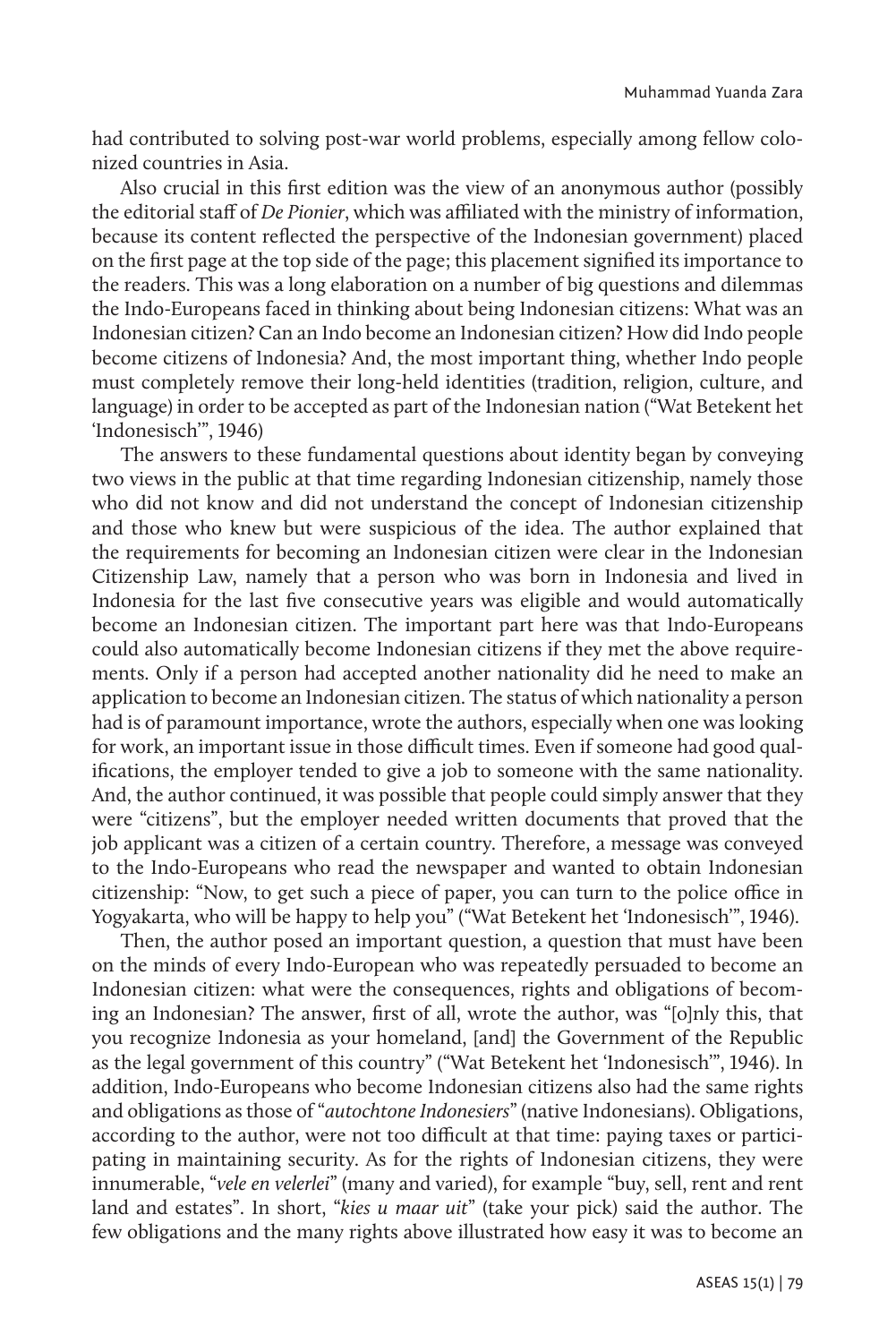had contributed to solving post-war world problems, especially among fellow colonized countries in Asia.

Also crucial in this first edition was the view of an anonymous author (possibly the editorial staff of *De Pionier*, which was affiliated with the ministry of information, because its content reflected the perspective of the Indonesian government) placed on the first page at the top side of the page; this placement signified its importance to the readers. This was a long elaboration on a number of big questions and dilemmas the Indo-Europeans faced in thinking about being Indonesian citizens: What was an Indonesian citizen? Can an Indo become an Indonesian citizen? How did Indo people become citizens of Indonesia? And, the most important thing, whether Indo people must completely remove their long-held identities (tradition, religion, culture, and language) in order to be accepted as part of the Indonesian nation ("Wat Betekent het 'Indonesisch'", 1946)

The answers to these fundamental questions about identity began by conveying two views in the public at that time regarding Indonesian citizenship, namely those who did not know and did not understand the concept of Indonesian citizenship and those who knew but were suspicious of the idea. The author explained that the requirements for becoming an Indonesian citizen were clear in the Indonesian Citizenship Law, namely that a person who was born in Indonesia and lived in Indonesia for the last five consecutive years was eligible and would automatically become an Indonesian citizen. The important part here was that Indo-Europeans could also automatically become Indonesian citizens if they met the above requirements. Only if a person had accepted another nationality did he need to make an application to become an Indonesian citizen. The status of which nationality a person had is of paramount importance, wrote the authors, especially when one was looking for work, an important issue in those difficult times. Even if someone had good qualifications, the employer tended to give a job to someone with the same nationality. And, the author continued, it was possible that people could simply answer that they were "citizens", but the employer needed written documents that proved that the job applicant was a citizen of a certain country. Therefore, a message was conveyed to the Indo-Europeans who read the newspaper and wanted to obtain Indonesian citizenship: "Now, to get such a piece of paper, you can turn to the police office in Yogyakarta, who will be happy to help you" ("Wat Betekent het 'Indonesisch'", 1946).

Then, the author posed an important question, a question that must have been on the minds of every Indo-European who was repeatedly persuaded to become an Indonesian citizen: what were the consequences, rights and obligations of becoming an Indonesian? The answer, first of all, wrote the author, was "[o]nly this, that you recognize Indonesia as your homeland, [and] the Government of the Republic as the legal government of this country" ("Wat Betekent het 'Indonesisch'", 1946). In addition, Indo-Europeans who become Indonesian citizens also had the same rights and obligations as those of "*autochtone Indonesiers*" (native Indonesians). Obligations, according to the author, were not too difficult at that time: paying taxes or participating in maintaining security. As for the rights of Indonesian citizens, they were innumerable, "*vele en velerlei*" (many and varied), for example "buy, sell, rent and rent land and estates". In short, "*kies u maar uit*" (take your pick) said the author. The few obligations and the many rights above illustrated how easy it was to become an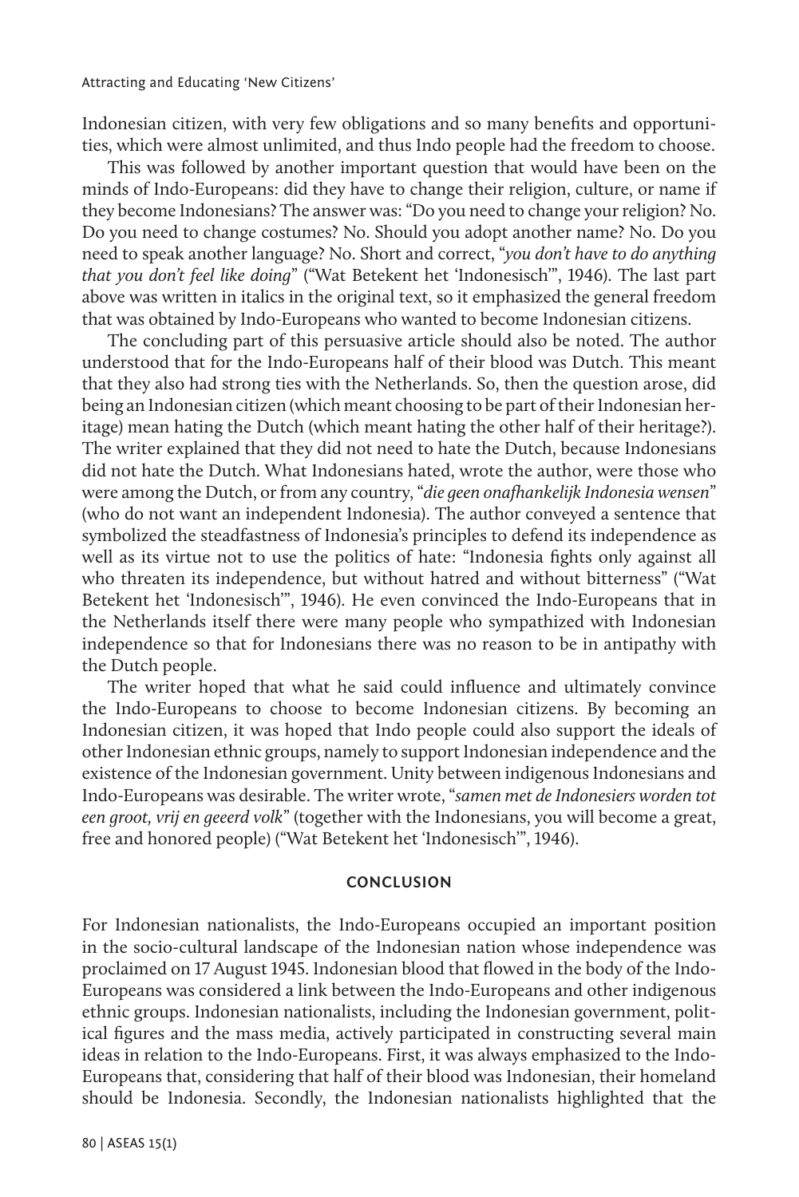Indonesian citizen, with very few obligations and so many benefits and opportunities, which were almost unlimited, and thus Indo people had the freedom to choose.

This was followed by another important question that would have been on the minds of Indo-Europeans: did they have to change their religion, culture, or name if they become Indonesians? The answer was: "Do you need to change your religion? No. Do you need to change costumes? No. Should you adopt another name? No. Do you need to speak another language? No. Short and correct, "*you don't have to do anything that you don't feel like doing*" ("Wat Betekent het 'Indonesisch'", 1946). The last part above was written in italics in the original text, so it emphasized the general freedom that was obtained by Indo-Europeans who wanted to become Indonesian citizens.

The concluding part of this persuasive article should also be noted. The author understood that for the Indo-Europeans half of their blood was Dutch. This meant that they also had strong ties with the Netherlands. So, then the question arose, did being an Indonesian citizen (which meant choosing to be part of their Indonesian heritage) mean hating the Dutch (which meant hating the other half of their heritage?). The writer explained that they did not need to hate the Dutch, because Indonesians did not hate the Dutch. What Indonesians hated, wrote the author, were those who were among the Dutch, or from any country, "*die geen onafhankelijk Indonesia wensen*" (who do not want an independent Indonesia). The author conveyed a sentence that symbolized the steadfastness of Indonesia's principles to defend its independence as well as its virtue not to use the politics of hate: "Indonesia fights only against all who threaten its independence, but without hatred and without bitterness" ("Wat Betekent het 'Indonesisch'", 1946). He even convinced the Indo-Europeans that in the Netherlands itself there were many people who sympathized with Indonesian independence so that for Indonesians there was no reason to be in antipathy with the Dutch people.

The writer hoped that what he said could influence and ultimately convince the Indo-Europeans to choose to become Indonesian citizens. By becoming an Indonesian citizen, it was hoped that Indo people could also support the ideals of other Indonesian ethnic groups, namely to support Indonesian independence and the existence of the Indonesian government. Unity between indigenous Indonesians and Indo-Europeans was desirable. The writer wrote, "*samen met de Indonesiers worden tot een groot, vrij en geeerd volk*" (together with the Indonesians, you will become a great, free and honored people) ("Wat Betekent het 'Indonesisch'", 1946).

## CONCLUSION

For Indonesian nationalists, the Indo-Europeans occupied an important position in the socio-cultural landscape of the Indonesian nation whose independence was proclaimed on 17 August 1945. Indonesian blood that flowed in the body of the Indo-Europeans was considered a link between the Indo-Europeans and other indigenous ethnic groups. Indonesian nationalists, including the Indonesian government, political figures and the mass media, actively participated in constructing several main ideas in relation to the Indo-Europeans. First, it was always emphasized to the Indo-Europeans that, considering that half of their blood was Indonesian, their homeland should be Indonesia. Secondly, the Indonesian nationalists highlighted that the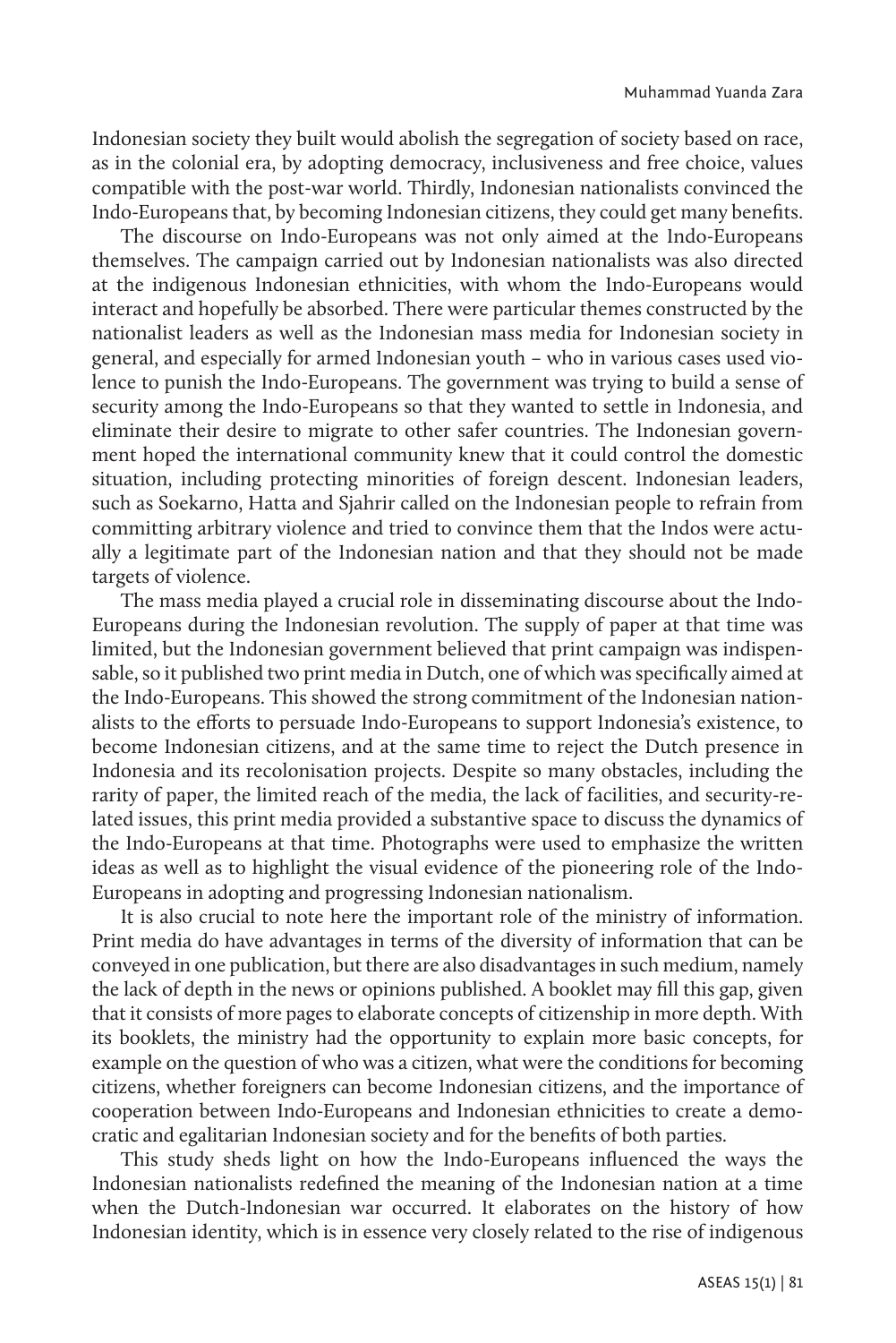Indonesian society they built would abolish the segregation of society based on race, as in the colonial era, by adopting democracy, inclusiveness and free choice, values compatible with the post-war world. Thirdly, Indonesian nationalists convinced the Indo-Europeans that, by becoming Indonesian citizens, they could get many benefits.

The discourse on Indo-Europeans was not only aimed at the Indo-Europeans themselves. The campaign carried out by Indonesian nationalists was also directed at the indigenous Indonesian ethnicities, with whom the Indo-Europeans would interact and hopefully be absorbed. There were particular themes constructed by the nationalist leaders as well as the Indonesian mass media for Indonesian society in general, and especially for armed Indonesian youth – who in various cases used violence to punish the Indo-Europeans. The government was trying to build a sense of security among the Indo-Europeans so that they wanted to settle in Indonesia, and eliminate their desire to migrate to other safer countries. The Indonesian government hoped the international community knew that it could control the domestic situation, including protecting minorities of foreign descent. Indonesian leaders, such as Soekarno, Hatta and Sjahrir called on the Indonesian people to refrain from committing arbitrary violence and tried to convince them that the Indos were actually a legitimate part of the Indonesian nation and that they should not be made targets of violence.

The mass media played a crucial role in disseminating discourse about the Indo-Europeans during the Indonesian revolution. The supply of paper at that time was limited, but the Indonesian government believed that print campaign was indispensable, so it published two print media in Dutch, one of which was specifically aimed at the Indo-Europeans. This showed the strong commitment of the Indonesian nationalists to the efforts to persuade Indo-Europeans to support Indonesia's existence, to become Indonesian citizens, and at the same time to reject the Dutch presence in Indonesia and its recolonisation projects. Despite so many obstacles, including the rarity of paper, the limited reach of the media, the lack of facilities, and security-related issues, this print media provided a substantive space to discuss the dynamics of the Indo-Europeans at that time. Photographs were used to emphasize the written ideas as well as to highlight the visual evidence of the pioneering role of the Indo-Europeans in adopting and progressing Indonesian nationalism.

It is also crucial to note here the important role of the ministry of information. Print media do have advantages in terms of the diversity of information that can be conveyed in one publication, but there are also disadvantages in such medium, namely the lack of depth in the news or opinions published. A booklet may fill this gap, given that it consists of more pages to elaborate concepts of citizenship in more depth. With its booklets, the ministry had the opportunity to explain more basic concepts, for example on the question of who was a citizen, what were the conditions for becoming citizens, whether foreigners can become Indonesian citizens, and the importance of cooperation between Indo-Europeans and Indonesian ethnicities to create a democratic and egalitarian Indonesian society and for the benefits of both parties.

This study sheds light on how the Indo-Europeans influenced the ways the Indonesian nationalists redefined the meaning of the Indonesian nation at a time when the Dutch-Indonesian war occurred. It elaborates on the history of how Indonesian identity, which is in essence very closely related to the rise of indigenous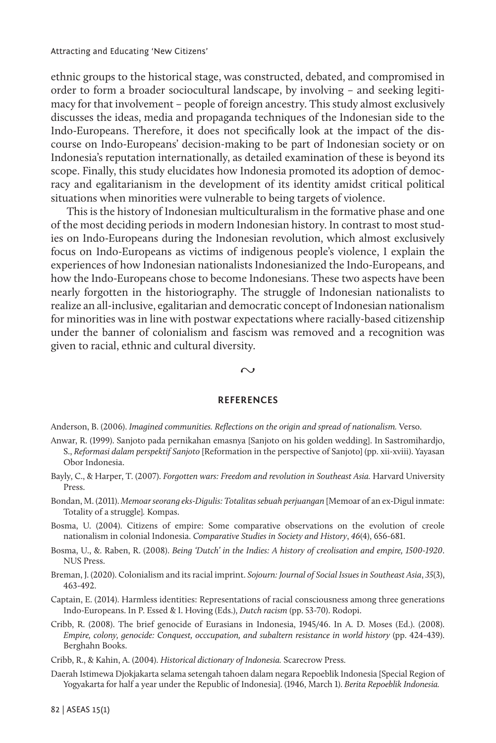ethnic groups to the historical stage, was constructed, debated, and compromised in order to form a broader sociocultural landscape, by involving – and seeking legitimacy for that involvement – people of foreign ancestry. This study almost exclusively discusses the ideas, media and propaganda techniques of the Indonesian side to the Indo-Europeans. Therefore, it does not specifically look at the impact of the discourse on Indo-Europeans' decision-making to be part of Indonesian society or on Indonesia's reputation internationally, as detailed examination of these is beyond its scope. Finally, this study elucidates how Indonesia promoted its adoption of democracy and egalitarianism in the development of its identity amidst critical political situations when minorities were vulnerable to being targets of violence.

This is the history of Indonesian multiculturalism in the formative phase and one of the most deciding periods in modern Indonesian history. In contrast to most studies on Indo-Europeans during the Indonesian revolution, which almost exclusively focus on Indo-Europeans as victims of indigenous people's violence, I explain the experiences of how Indonesian nationalists Indonesianized the Indo-Europeans, and how the Indo-Europeans chose to become Indonesians. These two aspects have been nearly forgotten in the historiography. The struggle of Indonesian nationalists to realize an all-inclusive, egalitarian and democratic concept of Indonesian nationalism for minorities was in line with postwar expectations where racially-based citizenship under the banner of colonialism and fascism was removed and a recognition was given to racial, ethnic and cultural diversity.

∾

## REFERENCES

Anderson, B. (2006). *Imagined communities. Reflections on the origin and spread of nationalism.* Verso.

Anwar, R. (1999). Sanjoto pada pernikahan emasnya [Sanjoto on his golden wedding]. In Sastromihardjo, S., *Reformasi dalam perspektif Sanjoto* [Reformation in the perspective of Sanjoto] (pp. xii-xviii). Yayasan Obor Indonesia.

Bayly, C., & Harper, T. (2007). *Forgotten wars: Freedom and revolution in Southeast Asia.* Harvard University Press.

Bondan, M. (2011). *Memoar seorang eks-Digulis: Totalitas sebuah perjuangan* [Memoar of an ex-Digul inmate: Totality of a struggle]*.* Kompas.

Bosma, U. (2004). Citizens of empire: Some comparative observations on the evolution of creole nationalism in colonial Indonesia. *Comparative Studies in Society and History*, *46*(4), 656-681.

Bosma, U., &. Raben, R. (2008). *Being 'Dutch' in the Indies: A history of creolisation and empire, 1500-1920*. NUS Press.

Breman, J. (2020). Colonialism and its racial imprint. *Sojourn: Journal of Social Issues in Southeast Asia*, *35*(3), 463-492.

Captain, E. (2014). Harmless identities: Representations of racial consciousness among three generations Indo-Europeans. In P. Essed & I. Hoving (Eds.), *Dutch racism* (pp. 53-70). Rodopi.

Cribb, R. (2008). The brief genocide of Eurasians in Indonesia, 1945/46. In A. D. Moses (Ed.). (2008). *Empire, colony, genocide: Conquest, occcupation, and subaltern resistance in world history* (pp. 424-439). Berghahn Books.

Cribb, R., & Kahin, A. (2004). *Historical dictionary of Indonesia.* Scarecrow Press.

Daerah Istimewa Djokjakarta selama setengah tahoen dalam negara Repoeblik Indonesia [Special Region of Yogyakarta for half a year under the Republic of Indonesia]. (1946, March 1). *Berita Repoeblik Indonesia.*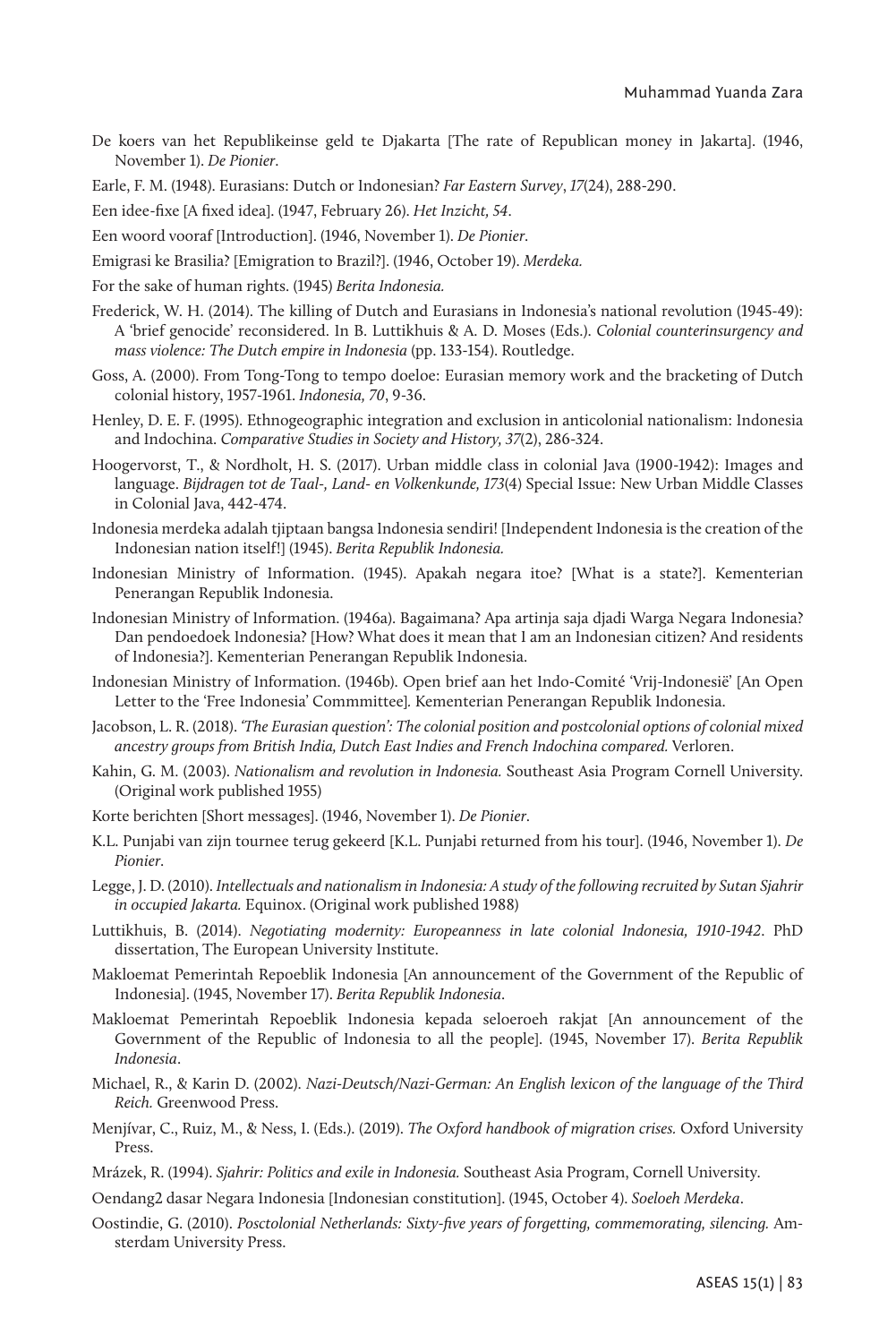De koers van het Republikeinse geld te Djakarta [The rate of Republican money in Jakarta]. (1946, November 1). *De Pionier*.

Earle, F. M. (1948). Eurasians: Dutch or Indonesian? *Far Eastern Survey*, *17*(24), 288-290.

Een idee-fixe [A fixed idea]. (1947, February 26). *Het Inzicht, 54*.

Een woord vooraf [Introduction]. (1946, November 1). *De Pionier*.

Emigrasi ke Brasilia? [Emigration to Brazil?]. (1946, October 19). *Merdeka.*

For the sake of human rights. (1945) *Berita Indonesia.*

Frederick, W. H. (2014). The killing of Dutch and Eurasians in Indonesia's national revolution (1945-49): A 'brief genocide' reconsidered. In B. Luttikhuis & A. D. Moses (Eds.). *Colonial counterinsurgency and mass violence: The Dutch empire in Indonesia* (pp. 133-154). Routledge.

Goss, A. (2000). From Tong-Tong to tempo doeloe: Eurasian memory work and the bracketing of Dutch colonial history, 1957-1961. *Indonesia, 70*, 9-36.

Henley, D. E. F. (1995). Ethnogeographic integration and exclusion in anticolonial nationalism: Indonesia and Indochina. *Comparative Studies in Society and History, 37*(2), 286-324.

Hoogervorst, T., & Nordholt, H. S. (2017). Urban middle class in colonial Java (1900-1942): Images and language. *Bijdragen tot de Taal-, Land- en Volkenkunde, 173*(4) Special Issue: New Urban Middle Classes in Colonial Java, 442-474.

Indonesia merdeka adalah tjiptaan bangsa Indonesia sendiri! [Independent Indonesia is the creation of the Indonesian nation itself!] (1945). *Berita Republik Indonesia.*

Indonesian Ministry of Information. (1945). Apakah negara itoe? [What is a state?]. Kementerian Penerangan Republik Indonesia.

Indonesian Ministry of Information. (1946a). Bagaimana? Apa artinja saja djadi Warga Negara Indonesia? Dan pendoedoek Indonesia? [How? What does it mean that I am an Indonesian citizen? And residents of Indonesia?]. Kementerian Penerangan Republik Indonesia.

Indonesian Ministry of Information. (1946b). Open brief aan het Indo-Comité 'Vrij-Indonesië' [An Open Letter to the 'Free Indonesia' Commmittee]*.* Kementerian Penerangan Republik Indonesia.

Jacobson, L. R. (2018). *'The Eurasian question': The colonial position and postcolonial options of colonial mixed ancestry groups from British India, Dutch East Indies and French Indochina compared.* Verloren.

Kahin, G. M. (2003). *Nationalism and revolution in Indonesia.* Southeast Asia Program Cornell University. (Original work published 1955)

Korte berichten [Short messages]. (1946, November 1). *De Pionier*.

K.L. Punjabi van zijn tournee terug gekeerd [K.L. Punjabi returned from his tour]. (1946, November 1). *De Pionier*.

Legge, J. D. (2010). *Intellectuals and nationalism in Indonesia: A study of the following recruited by Sutan Sjahrir in occupied Jakarta.* Equinox. (Original work published 1988)

Luttikhuis, B. (2014). *Negotiating modernity: Europeanness in late colonial Indonesia, 1910-1942*. PhD dissertation, The European University Institute.

Makloemat Pemerintah Repoeblik Indonesia [An announcement of the Government of the Republic of Indonesia]. (1945, November 17). *Berita Republik Indonesia*.

Makloemat Pemerintah Repoeblik Indonesia kepada seloeroeh rakjat [An announcement of the Government of the Republic of Indonesia to all the people]. (1945, November 17). *Berita Republik Indonesia*.

Michael, R., & Karin D. (2002). *Nazi-Deutsch/Nazi-German: An English lexicon of the language of the Third Reich.* Greenwood Press.

Menjívar, C., Ruiz, M., & Ness, I. (Eds.). (2019). *The Oxford handbook of migration crises.* Oxford University Press.

Mrázek, R. (1994). *Sjahrir: Politics and exile in Indonesia.* Southeast Asia Program, Cornell University.

Oendang2 dasar Negara Indonesia [Indonesian constitution]. (1945, October 4). *Soeloeh Merdeka*.

Oostindie, G. (2010). *Posctolonial Netherlands: Sixty-five years of forgetting, commemorating, silencing.* Amsterdam University Press.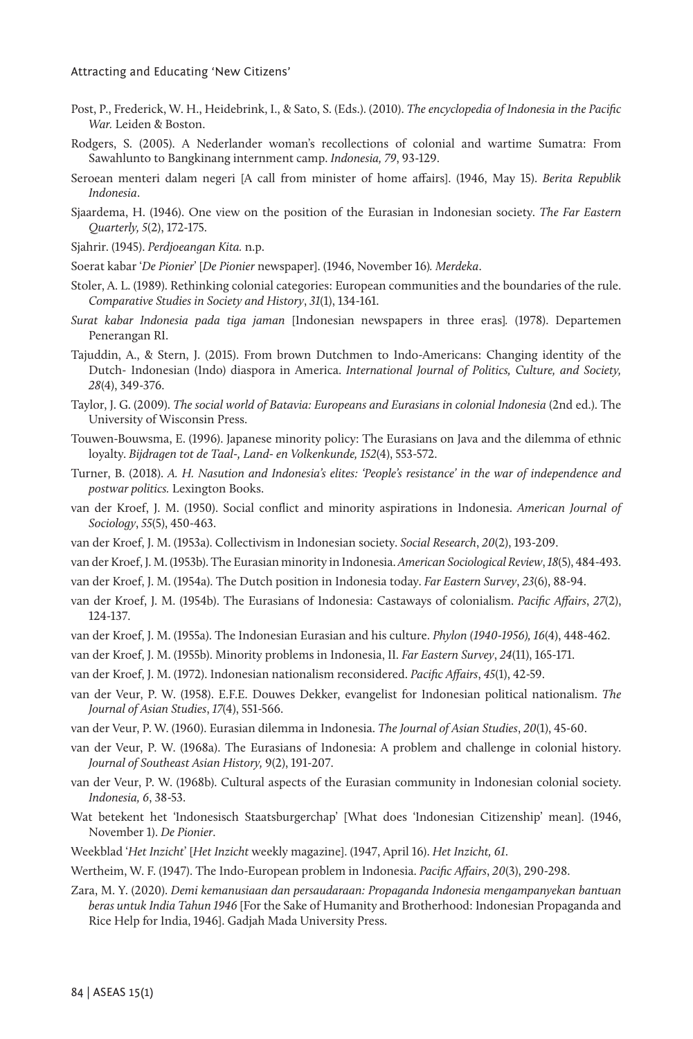Post, P., Frederick, W. H., Heidebrink, I., & Sato, S. (Eds.). (2010). *The encyclopedia of Indonesia in the Pacific War.* Leiden & Boston.

Rodgers, S. (2005). A Nederlander woman's recollections of colonial and wartime Sumatra: From Sawahlunto to Bangkinang internment camp. *Indonesia, 79*, 93-129.

Seroean menteri dalam negeri [A call from minister of home affairs]. (1946, May 15). *Berita Republik Indonesia*.

Sjaardema, H. (1946). One view on the position of the Eurasian in Indonesian society. *The Far Eastern Quarterly, 5*(2), 172-175.

Sjahrir. (1945). *Perdjoeangan Kita.* n.p.

Soerat kabar '*De Pionier*' [*De Pionier* newspaper]. (1946, November 16). *Merdeka*.

Stoler, A. L. (1989). Rethinking colonial categories: European communities and the boundaries of the rule. *Comparative Studies in Society and History*, *31*(1), 134-161.

*Surat kabar Indonesia pada tiga jaman* [Indonesian newspapers in three eras]. (1978). Departemen Penerangan RI.

Tajuddin, A., & Stern, J. (2015). From brown Dutchmen to Indo-Americans: Changing identity of the Dutch- Indonesian (Indo) diaspora in America. *International Journal of Politics, Culture, and Society, 28*(4), 349-376.

Taylor, J. G. (2009). *The social world of Batavia: Europeans and Eurasians in colonial Indonesia* (2nd ed.). The University of Wisconsin Press.

Touwen-Bouwsma, E. (1996). Japanese minority policy: The Eurasians on Java and the dilemma of ethnic loyalty. *Bijdragen tot de Taal-, Land- en Volkenkunde, 152*(4), 553-572.

Turner, B. (2018). *A. H. Nasution and Indonesia's elites: 'People's resistance' in the war of independence and postwar politics.* Lexington Books.

van der Kroef, J. M. (1950). Social conflict and minority aspirations in Indonesia. *American Journal of Sociology*, *55*(5), 450-463.

van der Kroef, J. M. (1953a). Collectivism in Indonesian society. *Social Research*, *20*(2), 193-209.

van der Kroef, J. M. (1953b). The Eurasian minority in Indonesia. *American Sociological Review*, *18*(5), 484-493.

van der Kroef, J. M. (1954a). The Dutch position in Indonesia today. *Far Eastern Survey*, *23*(6), 88-94.

van der Kroef, J. M. (1954b). The Eurasians of Indonesia: Castaways of colonialism. *Pacific Affairs*, *27*(2), 124-137.

van der Kroef, J. M. (1955a). The Indonesian Eurasian and his culture. *Phylon (1940-1956), 16*(4), 448-462.

van der Kroef, J. M. (1955b). Minority problems in Indonesia, II. *Far Eastern Survey*, *24*(11), 165-171.

van der Kroef, J. M. (1972). Indonesian nationalism reconsidered. *Pacific Affairs*, *45*(1), 42-59.

van der Veur, P. W. (1958). E.F.E. Douwes Dekker, evangelist for Indonesian political nationalism. *The Journal of Asian Studies*, *17*(4), 551-566.

van der Veur, P. W. (1960). Eurasian dilemma in Indonesia. *The Journal of Asian Studies*, *20*(1), 45-60.

van der Veur, P. W. (1968a). The Eurasians of Indonesia: A problem and challenge in colonial history. *Journal of Southeast Asian History,* 9(2), 191-207.

van der Veur, P. W. (1968b). Cultural aspects of the Eurasian community in Indonesian colonial society. *Indonesia, 6*, 38-53.

Wat betekent het 'Indonesisch Staatsburgerchap' [What does 'Indonesian Citizenship' mean]. (1946, November 1). *De Pionier*.

Weekblad '*Het Inzicht*' [*Het Inzicht* weekly magazine]. (1947, April 16). *Het Inzicht, 61*.

Wertheim, W. F. (1947). The Indo-European problem in Indonesia. *Pacific Affairs*, *20*(3), 290-298.

Zara, M. Y. (2020). *Demi kemanusiaan dan persaudaraan: Propaganda Indonesia mengampanyekan bantuan beras untuk India Tahun 1946* [For the Sake of Humanity and Brotherhood: Indonesian Propaganda and Rice Help for India, 1946]. Gadjah Mada University Press.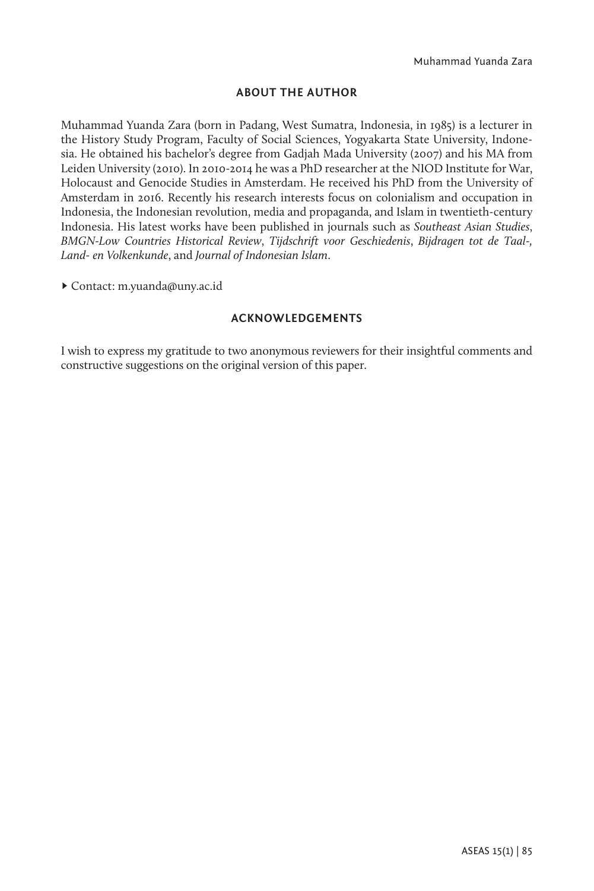## ABOUT THE AUTHOR

Muhammad Yuanda Zara (born in Padang, West Sumatra, Indonesia, in 1985) is a lecturer in the History Study Program, Faculty of Social Sciences, Yogyakarta State University, Indonesia. He obtained his bachelor's degree from Gadjah Mada University (2007) and his MA from Leiden University (2010). In 2010-2014 he was a PhD researcher at the NIOD Institute for War, Holocaust and Genocide Studies in Amsterdam. He received his PhD from the University of Amsterdam in 2016. Recently his research interests focus on colonialism and occupation in Indonesia, the Indonesian revolution, media and propaganda, and Islam in twentieth-century Indonesia. His latest works have been published in journals such as *Southeast Asian Studies*, *BMGN-Low Countries Historical Review*, *Tijdschrift voor Geschiedenis*, *Bijdragen tot de Taal-, Land- en Volkenkunde*, and *Journal of Indonesian Islam*.

▸ Contact: m.yuanda@uny.ac.id

## ACKNOWLEDGEMENTS

I wish to express my gratitude to two anonymous reviewers for their insightful comments and constructive suggestions on the original version of this paper.